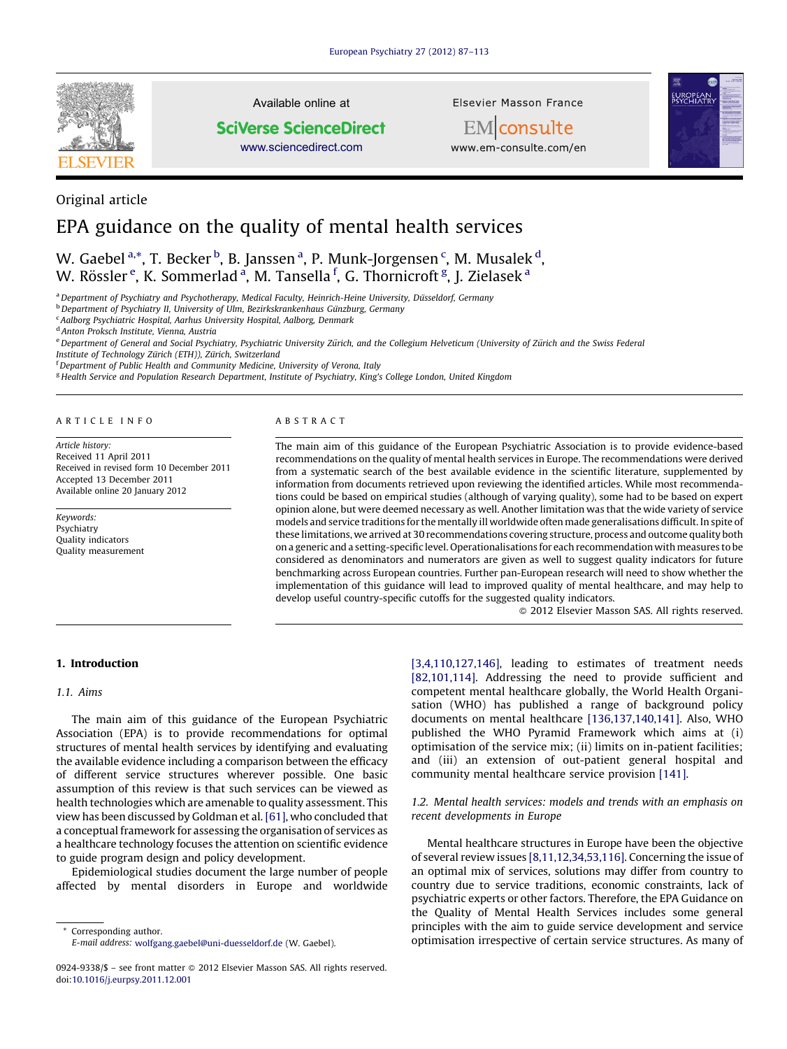Original article

# EPA guidance on the quality of mental health services

W. Gaebel [a,*], T. Becker [b], B. Janssen [a], P. Munk-Jorgensen [c], M. Musalek [d], W. Rössler [e], K. Sommerlad [a], M. Tansella [f], G. Thornicroft [g], J. Zielasek [a]

[a] Department of Psychiatry and Psychotherapy, Medical Faculty, Heinrich-Heine University, Düsseldorf, Germany
[b] Department of Psychiatry II, University of Ulm, Bezirkskrankenhaus Günzburg, Germany
[c] Aalborg Psychiatric Hospital, Aarhus University Hospital, Aalborg, Denmark
[d] Anton Proksch Institute, Vienna, Austria
[e] Department of General and Social Psychiatry, Psychiatric University Zürich, and the Collegium Helveticum (University of Zürich and the Swiss Federal Institute of Technology Zürich (ETH)), Zürich, Switzerland
[f] Department of Public Health and Community Medicine, University of Verona, Italy
[g] Health Service and Population Research Department, Institute of Psychiatry, King's College London, United Kingdom

ARTICLE INFO

*Article history:*
Received 11 April 2011
Received in revised form 10 December 2011
Accepted 13 December 2011
Available online 20 January 2012

*Keywords:*
Psychiatry
Quality indicators
Quality measurement

ABSTRACT

The main aim of this guidance of the European Psychiatric Association is to provide evidence-based recommendations on the quality of mental health services in Europe. The recommendations were derived from a systematic search of the best available evidence in the scientific literature, supplemented by information from documents retrieved upon reviewing the identified articles. While most recommendations could be based on empirical studies (although of varying quality), some had to be based on expert opinion alone, but were deemed necessary as well. Another limitation was that the wide variety of service models and service traditions for the mentally ill worldwide often made generalisations difficult. In spite of these limitations, we arrived at 30 recommendations covering structure, process and outcome quality both on a generic and a setting-specific level. Operationalisations for each recommendation with measures to be considered as denominators and numerators are given as well to suggest quality indicators for future benchmarking across European countries. Further pan-European research will need to show whether the implementation of this guidance will lead to improved quality of mental healthcare, and may help to develop useful country-specific cutoffs for the suggested quality indicators.

© 2012 Elsevier Masson SAS. All rights reserved.

## 1. Introduction

### 1.1. Aims

The main aim of this guidance of the European Psychiatric Association (EPA) is to provide recommendations for optimal structures of mental health services by identifying and evaluating the available evidence including a comparison between the efficacy of different service structures wherever possible. One basic assumption of this review is that such services can be viewed as health technologies which are amenable to quality assessment. This view has been discussed by Goldman et al. [61], who concluded that a conceptual framework for assessing the organisation of services as a healthcare technology focuses the attention on scientific evidence to guide program design and policy development.

Epidemiological studies document the large number of people affected by mental disorders in Europe and worldwide [3,4,110,127,146], leading to estimates of treatment needs [82,101,114]. Addressing the need to provide sufficient and competent mental healthcare globally, the World Health Organisation (WHO) has published a range of background policy documents on mental healthcare [136,137,140,141]. Also, WHO published the WHO Pyramid Framework which aims at (i) optimisation of the service mix; (ii) limits on in-patient facilities; and (iii) an extension of out-patient general hospital and community mental healthcare service provision [141].

### 1.2. Mental health services: models and trends with an emphasis on recent developments in Europe

Mental healthcare structures in Europe have been the objective of several review issues [8,11,12,34,53,116]. Concerning the issue of an optimal mix of services, solutions may differ from country to country due to service traditions, economic constraints, lack of psychiatric experts or other factors. Therefore, the EPA Guidance on the Quality of Mental Health Services includes some general principles with the aim to guide service development and service optimisation irrespective of certain service structures. As many of

* Corresponding author.
*E-mail address:* wolfgang.gaebel@uni-duesseldorf.de (W. Gaebel).

0924-9338/$ – see front matter © 2012 Elsevier Masson SAS. All rights reserved.
doi:10.1016/j.eurpsy.2011.12.001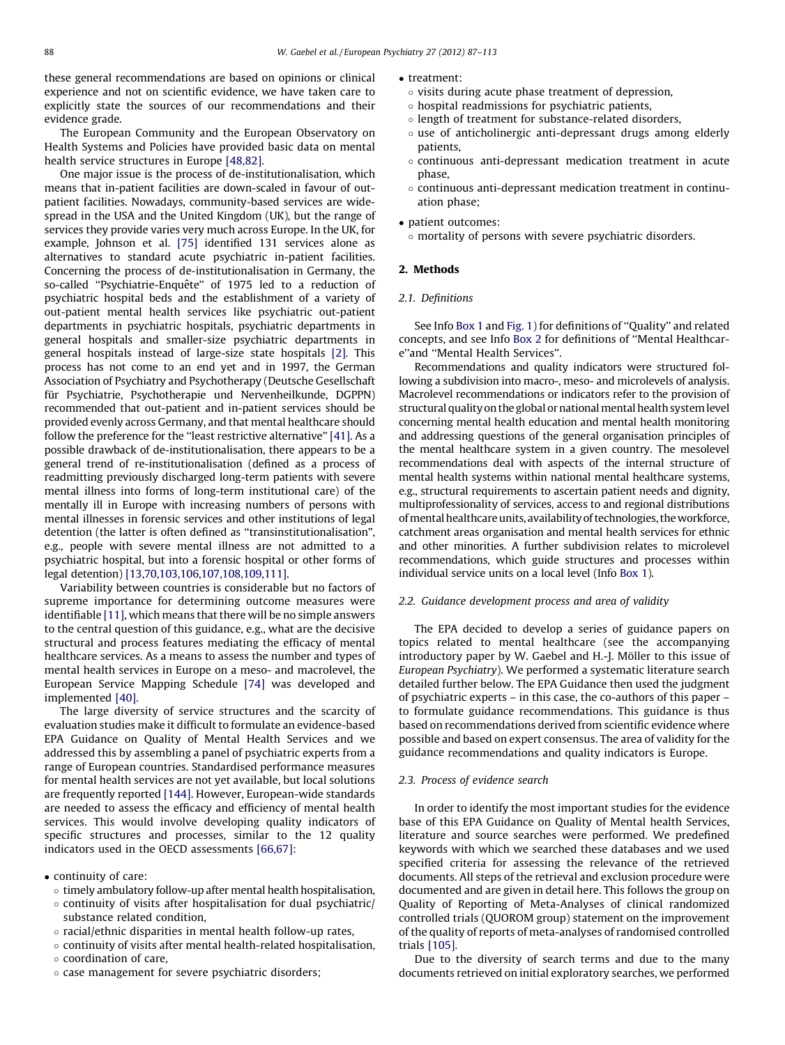these general recommendations are based on opinions or clinical experience and not on scientific evidence, we have taken care to explicitly state the sources of our recommendations and their evidence grade.

The European Community and the European Observatory on Health Systems and Policies have provided basic data on mental health service structures in Europe [48,82].

One major issue is the process of de-institutionalisation, which means that in-patient facilities are down-scaled in favour of out-patient facilities. Nowadays, community-based services are widespread in the USA and the United Kingdom (UK), but the range of services they provide varies very much across Europe. In the UK, for example, Johnson et al. [75] identified 131 services alone as alternatives to standard acute psychiatric in-patient facilities. Concerning the process of de-institutionalisation in Germany, the so-called ''Psychiatrie-Enquête'' of 1975 led to a reduction of psychiatric hospital beds and the establishment of a variety of out-patient mental health services like psychiatric out-patient departments in psychiatric hospitals, psychiatric departments in general hospitals and smaller-size psychiatric departments in general hospitals instead of large-size state hospitals [2]. This process has not come to an end yet and in 1997, the German Association of Psychiatry and Psychotherapy (Deutsche Gesellschaft für Psychiatrie, Psychotherapie und Nervenheilkunde, DGPPN) recommended that out-patient and in-patient services should be provided evenly across Germany, and that mental healthcare should follow the preference for the ''least restrictive alternative'' [41]. As a possible drawback of de-institutionalisation, there appears to be a general trend of re-institutionalisation (defined as a process of readmitting previously discharged long-term patients with severe mental illness into forms of long-term institutional care) of the mentally ill in Europe with increasing numbers of persons with mental illnesses in forensic services and other institutions of legal detention (the latter is often defined as ''transinstitutionalisation'', e.g., people with severe mental illness are not admitted to a psychiatric hospital, but into a forensic hospital or other forms of legal detention) [13,70,103,106,107,108,109,111].

Variability between countries is considerable but no factors of supreme importance for determining outcome measures were identifiable [11], which means that there will be no simple answers to the central question of this guidance, e.g., what are the decisive structural and process features mediating the efficacy of mental healthcare services. As a means to assess the number and types of mental health services in Europe on a meso- and macrolevel, the European Service Mapping Schedule [74] was developed and implemented [40].

The large diversity of service structures and the scarcity of evaluation studies make it difficult to formulate an evidence-based EPA Guidance on Quality of Mental Health Services and we addressed this by assembling a panel of psychiatric experts from a range of European countries. Standardised performance measures for mental health services are not yet available, but local solutions are frequently reported [144]. However, European-wide standards are needed to assess the efficacy and efficiency of mental health services. This would involve developing quality indicators of specific structures and processes, similar to the 12 quality indicators used in the OECD assessments [66,67]:

- continuity of care:
  - timely ambulatory follow-up after mental health hospitalisation,
  - continuity of visits after hospitalisation for dual psychiatric/substance related condition,
  - racial/ethnic disparities in mental health follow-up rates,
  - continuity of visits after mental health-related hospitalisation,
  - coordination of care,
  - case management for severe psychiatric disorders;
- treatment:
  - visits during acute phase treatment of depression,
  - hospital readmissions for psychiatric patients,
  - length of treatment for substance-related disorders,
  - use of anticholinergic anti-depressant drugs among elderly patients,
  - continuous anti-depressant medication treatment in acute phase,
  - continuous anti-depressant medication treatment in continuation phase;
- patient outcomes:
  - mortality of persons with severe psychiatric disorders.

## 2. Methods

### 2.1. Definitions

See Info Box 1 and Fig. 1) for definitions of ''Quality'' and related concepts, and see Info Box 2 for definitions of ''Mental Healthcare''and ''Mental Health Services''.

Recommendations and quality indicators were structured following a subdivision into macro-, meso- and microlevels of analysis. Macrolevel recommendations or indicators refer to the provision of structural quality on the global or national mental health system level concerning mental health education and mental health monitoring and addressing questions of the general organisation principles of the mental healthcare system in a given country. The mesolevel recommendations deal with aspects of the internal structure of mental health systems within national mental healthcare systems, e.g., structural requirements to ascertain patient needs and dignity, multiprofessionality of services, access to and regional distributions of mental healthcare units, availability of technologies, the workforce, catchment areas organisation and mental health services for ethnic and other minorities. A further subdivision relates to microlevel recommendations, which guide structures and processes within individual service units on a local level (Info Box 1).

### 2.2. Guidance development process and area of validity

The EPA decided to develop a series of guidance papers on topics related to mental healthcare (see the accompanying introductory paper by W. Gaebel and H.-J. Möller to this issue of *European Psychiatry*). We performed a systematic literature search detailed further below. The EPA Guidance then used the judgment of psychiatric experts – in this case, the co-authors of this paper – to formulate guidance recommendations. This guidance is thus based on recommendations derived from scientific evidence where possible and based on expert consensus. The area of validity for the guidance recommendations and quality indicators is Europe.

### 2.3. Process of evidence search

In order to identify the most important studies for the evidence base of this EPA Guidance on Quality of Mental Health Services, literature and source searches were performed. We predefined keywords with which we searched these databases and we used specified criteria for assessing the relevance of the retrieved documents. All steps of the retrieval and exclusion procedure were documented and are given in detail here. This follows the group on Quality of Reporting of Meta-Analyses of clinical randomized controlled trials (QUOROM group) statement on the improvement of the quality of reports of meta-analyses of randomised controlled trials [105].

Due to the diversity of search terms and due to the many documents retrieved on initial exploratory searches, we performed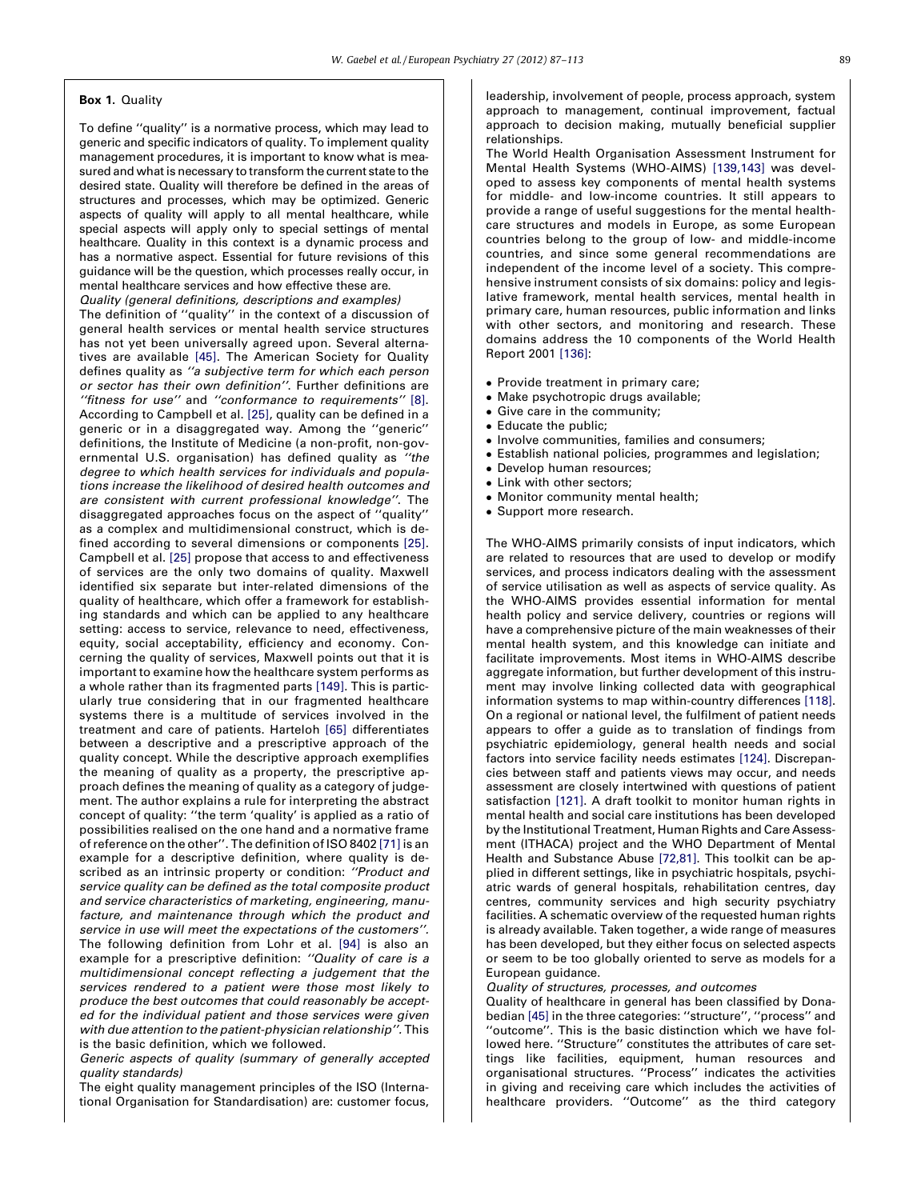**Box 1.** Quality

To define ''quality'' is a normative process, which may lead to generic and specific indicators of quality. To implement quality management procedures, it is important to know what is measured and what is necessary to transform the current state to the desired state. Quality will therefore be defined in the areas of structures and processes, which may be optimized. Generic aspects of quality will apply to all mental healthcare, while special aspects will apply only to special settings of mental healthcare. Quality in this context is a dynamic process and has a normative aspect. Essential for future revisions of this guidance will be the question, which processes really occur, in mental healthcare services and how effective these are.

*Quality (general definitions, descriptions and examples)*

The definition of ''quality'' in the context of a discussion of general health services or mental health service structures has not yet been universally agreed upon. Several alternatives are available [45]. The American Society for Quality defines quality as *''a subjective term for which each person or sector has their own definition''*. Further definitions are *''fitness for use''* and *''conformance to requirements''* [8]. According to Campbell et al. [25], quality can be defined in a generic or in a disaggregated way. Among the ''generic'' definitions, the Institute of Medicine (a non-profit, non-governmental U.S. organisation) has defined quality as *''the degree to which health services for individuals and populations increase the likelihood of desired health outcomes and are consistent with current professional knowledge''*. The disaggregated approaches focus on the aspect of ''quality'' as a complex and multidimensional construct, which is defined according to several dimensions or components [25]. Campbell et al. [25] propose that access to and effectiveness of services are the only two domains of quality. Maxwell identified six separate but inter-related dimensions of the quality of healthcare, which offer a framework for establishing standards and which can be applied to any healthcare setting: access to service, relevance to need, effectiveness, equity, social acceptability, efficiency and economy. Concerning the quality of services, Maxwell points out that it is important to examine how the healthcare system performs as a whole rather than its fragmented parts [149]. This is particularly true considering that in our fragmented healthcare systems there is a multitude of services involved in the treatment and care of patients. Harteloh [65] differentiates between a descriptive and a prescriptive approach of the quality concept. While the descriptive approach exemplifies the meaning of quality as a property, the prescriptive approach defines the meaning of quality as a category of judgement. The author explains a rule for interpreting the abstract concept of quality: ''the term 'quality' is applied as a ratio of possibilities realised on the one hand and a normative frame of reference on the other''. The definition of ISO 8402 [71] is an example for a descriptive definition, where quality is described as an intrinsic property or condition: *''Product and service quality can be defined as the total composite product and service characteristics of marketing, engineering, manufacture, and maintenance through which the product and service in use will meet the expectations of the customers''*. The following definition from Lohr et al. [94] is also an example for a prescriptive definition: *''Quality of care is a multidimensional concept reflecting a judgement that the services rendered to a patient were those most likely to produce the best outcomes that could reasonably be accepted for the individual patient and those services were given with due attention to the patient-physician relationship''*. This is the basic definition, which we followed.

*Generic aspects of quality (summary of generally accepted quality standards)*

The eight quality management principles of the ISO (International Organisation for Standardisation) are: customer focus, leadership, involvement of people, process approach, system approach to management, continual improvement, factual approach to decision making, mutually beneficial supplier relationships.

The World Health Organisation Assessment Instrument for Mental Health Systems (WHO-AIMS) [139,143] was developed to assess key components of mental health systems for middle- and low-income countries. It still appears to provide a range of useful suggestions for the mental healthcare structures and models in Europe, as some European countries belong to the group of low- and middle-income countries, and since some general recommendations are independent of the income level of a society. This comprehensive instrument consists of six domains: policy and legislative framework, mental health services, mental health in primary care, human resources, public information and links with other sectors, and monitoring and research. These domains address the 10 components of the World Health Report 2001 [136]:

- Provide treatment in primary care;
- Make psychotropic drugs available;
- Give care in the community;
- Educate the public;
- Involve communities, families and consumers;
- Establish national policies, programmes and legislation;
- Develop human resources;
- Link with other sectors;
- Monitor community mental health;
- Support more research.

The WHO-AIMS primarily consists of input indicators, which are related to resources that are used to develop or modify services, and process indicators dealing with the assessment of service utilisation as well as aspects of service quality. As the WHO-AIMS provides essential information for mental health policy and service delivery, countries or regions will have a comprehensive picture of the main weaknesses of their mental health system, and this knowledge can initiate and facilitate improvements. Most items in WHO-AIMS describe aggregate information, but further development of this instrument may involve linking collected data with geographical information systems to map within-country differences [118]. On a regional or national level, the fulfilment of patient needs appears to offer a guide as to translation of findings from psychiatric epidemiology, general health needs and social factors into service facility needs estimates [124]. Discrepancies between staff and patients views may occur, and needs assessment are closely intertwined with questions of patient satisfaction [121]. A draft toolkit to monitor human rights in mental health and social care institutions has been developed by the Institutional Treatment, Human Rights and Care Assessment (ITHACA) project and the WHO Department of Mental Health and Substance Abuse [72,81]. This toolkit can be applied in different settings, like in psychiatric hospitals, psychiatric wards of general hospitals, rehabilitation centres, day centres, community services and high security psychiatry facilities. A schematic overview of the requested human rights is already available. Taken together, a wide range of measures has been developed, but they either focus on selected aspects or seem to be too globally oriented to serve as models for a European guidance.

*Quality of structures, processes, and outcomes*

Quality of healthcare in general has been classified by Donabedian [45] in the three categories: ''structure'', ''process'' and ''outcome''. This is the basic distinction which we have followed here. ''Structure'' constitutes the attributes of care settings like facilities, equipment, human resources and organisational structures. ''Process'' indicates the activities in giving and receiving care which includes the activities of healthcare providers. ''Outcome'' as the third category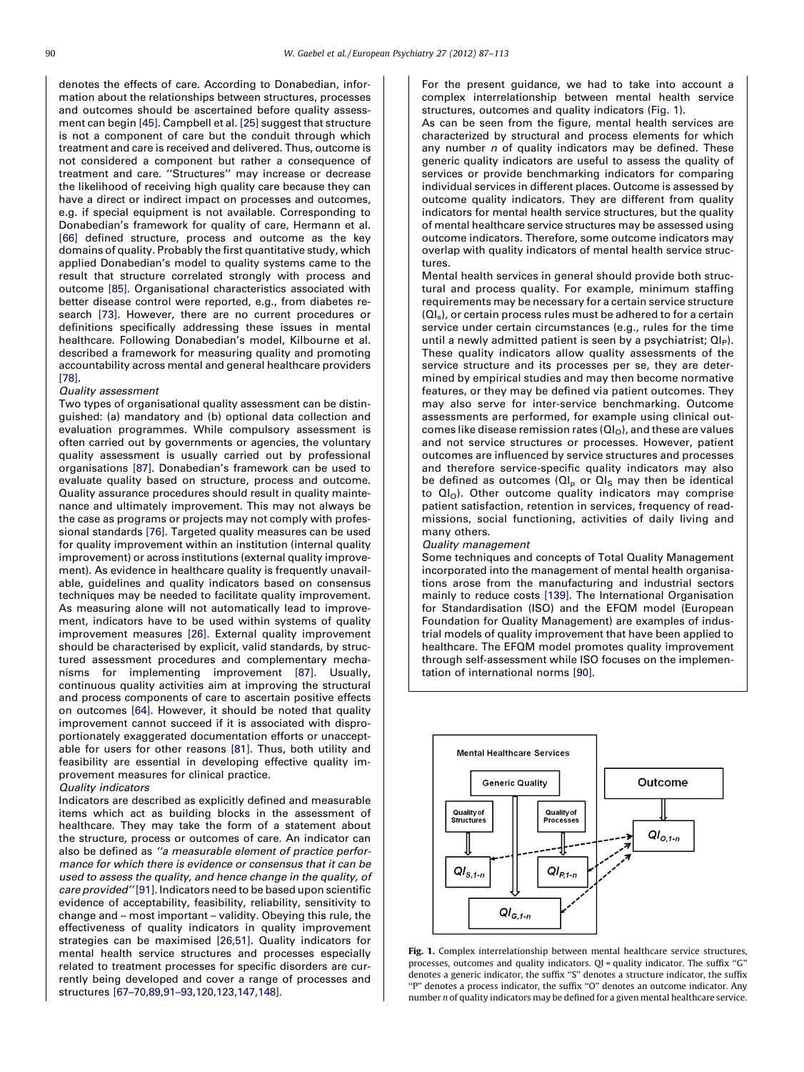denotes the effects of care. According to Donabedian, information about the relationships between structures, processes and outcomes should be ascertained before quality assessment can begin [45]. Campbell et al. [25] suggest that structure is not a component of care but the conduit through which treatment and care is received and delivered. Thus, outcome is not considered a component but rather a consequence of treatment and care. ''Structures'' may increase or decrease the likelihood of receiving high quality care because they can have a direct or indirect impact on processes and outcomes, e.g. if special equipment is not available. Corresponding to Donabedian's framework for quality of care, Hermann et al. [66] defined structure, process and outcome as the key domains of quality. Probably the first quantitative study, which applied Donabedian's model to quality systems came to the result that structure correlated strongly with process and outcome [85]. Organisational characteristics associated with better disease control were reported, e.g., from diabetes research [73]. However, there are no current procedures or definitions specifically addressing these issues in mental healthcare. Following Donabedian's model, Kilbourne et al. described a framework for measuring quality and promoting accountability across mental and general healthcare providers [78].

*Quality assessment*

Two types of organisational quality assessment can be distinguished: (a) mandatory and (b) optional data collection and evaluation programmes. While compulsory assessment is often carried out by governments or agencies, the voluntary quality assessment is usually carried out by professional organisations [87]. Donabedian's framework can be used to evaluate quality based on structure, process and outcome. Quality assurance procedures should result in quality maintenance and ultimately improvement. This may not always be the case as programs or projects may not comply with professional standards [76]. Targeted quality measures can be used for quality improvement within an institution (internal quality improvement) or across institutions (external quality improvement). As evidence in healthcare quality is frequently unavailable, guidelines and quality indicators based on consensus techniques may be needed to facilitate quality improvement. As measuring alone will not automatically lead to improvement, indicators have to be used within systems of quality improvement measures [26]. External quality improvement should be characterised by explicit, valid standards, by structured assessment procedures and complementary mechanisms for implementing improvement [87]. Usually, continuous quality activities aim at improving the structural and process components of care to ascertain positive effects on outcomes [64]. However, it should be noted that quality improvement cannot succeed if it is associated with disproportionately exaggerated documentation efforts or unacceptable for users for other reasons [81]. Thus, both utility and feasibility are essential in developing effective quality improvement measures for clinical practice.

*Quality indicators*

Indicators are described as explicitly defined and measurable items which act as building blocks in the assessment of healthcare. They may take the form of a statement about the structure, process or outcomes of care. An indicator can also be defined as *''a measurable element of practice performance for which there is evidence or consensus that it can be used to assess the quality, and hence change in the quality, of care provided''* [91]. Indicators need to be based upon scientific evidence of acceptability, feasibility, reliability, sensitivity to change and – most important – validity. Obeying this rule, the effectiveness of quality indicators in quality improvement strategies can be maximised [26,51]. Quality indicators for mental health service structures and processes especially related to treatment processes for specific disorders are currently being developed and cover a range of processes and structures [67–70,89,91–93,120,123,147,148].

For the present guidance, we had to take into account a complex interrelationship between mental health service structures, outcomes and quality indicators (Fig. 1).

As can be seen from the figure, mental health services are characterized by structural and process elements for which any number $n$ of quality indicators may be defined. These generic quality indicators are useful to assess the quality of services or provide benchmarking indicators for comparing individual services in different places. Outcome is assessed by outcome quality indicators. They are different from quality indicators for mental health service structures, but the quality of mental healthcare service structures may be assessed using outcome indicators. Therefore, some outcome indicators may overlap with quality indicators of mental health service structures.

Mental health services in general should provide both structural and process quality. For example, minimum staffing requirements may be necessary for a certain service structure ($QI_S$), or certain process rules must be adhered to for a certain service under certain circumstances (e.g., rules for the time until a newly admitted patient is seen by a psychiatrist; $QI_P$). These quality indicators allow quality assessments of the service structure and its processes per se, they are determined by empirical studies and may then become normative features, or they may be defined via patient outcomes. They may also serve for inter-service benchmarking. Outcome assessments are performed, for example using clinical outcomes like disease remission rates ($QI_O$), and these are values and not service structures or processes. However, patient outcomes are influenced by service structures and processes and therefore service-specific quality indicators may also be defined as outcomes ($QI_p$ or $QI_S$ may then be identical to $QI_O$). Other outcome quality indicators may comprise patient satisfaction, retention in services, frequency of readmissions, social functioning, activities of daily living and many others.

*Quality management*

Some techniques and concepts of Total Quality Management incorporated into the management of mental health organisations arose from the manufacturing and industrial sectors mainly to reduce costs [139]. The International Organisation for Standardisation (ISO) and the EFQM model (European Foundation for Quality Management) are examples of industrial models of quality improvement that have been applied to healthcare. The EFQM model promotes quality improvement through self-assessment while ISO focuses on the implementation of international norms [90].

Mental Healthcare Services | Generic Quality | Quality of Structures | Quality of Processes | Outcome | $QI_{S,1-n}$ | $QI_{P,1-n}$ | $QI_{O,1-n}$ | $QI_{G,1-n}$

**Fig. 1.** Complex interrelationship between mental healthcare service structures, processes, outcomes and quality indicators. QI = quality indicator. The suffix ''G'' denotes a generic indicator, the suffix ''S'' denotes a structure indicator, the suffix ''P'' denotes a process indicator, the suffix ''O'' denotes an outcome indicator. Any number $n$ of quality indicators may be defined for a given mental healthcare service.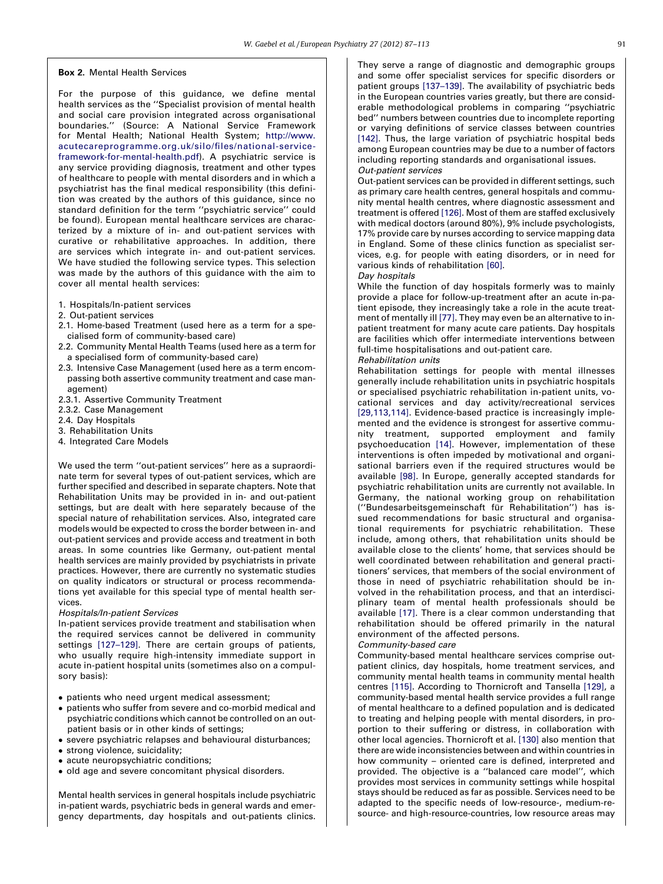**Box 2.** Mental Health Services

For the purpose of this guidance, we define mental health services as the ''Specialist provision of mental health and social care provision integrated across organisational boundaries.'' (Source: A National Service Framework for Mental Health; National Health System; http://www.acutecareprogramme.org.uk/silo/files/national-service-framework-for-mental-health.pdf). A psychiatric service is any service providing diagnosis, treatment and other types of healthcare to people with mental disorders and in which a psychiatrist has the final medical responsibility (this definition was created by the authors of this guidance, since no standard definition for the term ''psychiatric service'' could be found). European mental healthcare services are characterized by a mixture of in- and out-patient services with curative or rehabilitative approaches. In addition, there are services which integrate in- and out-patient services. We have studied the following service types. This selection was made by the authors of this guidance with the aim to cover all mental health services:

1. Hospitals/In-patient services
2. Out-patient services
2.1. Home-based Treatment (used here as a term for a specialised form of community-based care)
2.2. Community Mental Health Teams (used here as a term for a specialised form of community-based care)
2.3. Intensive Case Management (used here as a term encompassing both assertive community treatment and case management)
2.3.1. Assertive Community Treatment
2.3.2. Case Management
2.4. Day Hospitals
3. Rehabilitation Units
4. Integrated Care Models

We used the term ''out-patient services'' here as a supraordinate term for several types of out-patient services, which are further specified and described in separate chapters. Note that Rehabilitation Units may be provided in in- and out-patient settings, but are dealt with here separately because of the special nature of rehabilitation services. Also, integrated care models would be expected to cross the border between in- and out-patient services and provide access and treatment in both areas. In some countries like Germany, out-patient mental health services are mainly provided by psychiatrists in private practices. However, there are currently no systematic studies on quality indicators or structural or process recommendations yet available for this special type of mental health services.

*Hospitals/In-patient Services*

In-patient services provide treatment and stabilisation when the required services cannot be delivered in community settings [127–129]. There are certain groups of patients, who usually require high-intensity immediate support in acute in-patient hospital units (sometimes also on a compulsory basis):

- patients who need urgent medical assessment;
- patients who suffer from severe and co-morbid medical and psychiatric conditions which cannot be controlled on an out-patient basis or in other kinds of settings;
- severe psychiatric relapses and behavioural disturbances;
- strong violence, suicidality;
- acute neuropsychiatric conditions;
- old age and severe concomitant physical disorders.

Mental health services in general hospitals include psychiatric in-patient wards, psychiatric beds in general wards and emergency departments, day hospitals and out-patients clinics. They serve a range of diagnostic and demographic groups and some offer specialist services for specific disorders or patient groups [137–139]. The availability of psychiatric beds in the European countries varies greatly, but there are considerable methodological problems in comparing ''psychiatric bed'' numbers between countries due to incomplete reporting or varying definitions of service classes between countries [142]. Thus, the large variation of psychiatric hospital beds among European countries may be due to a number of factors including reporting standards and organisational issues.

*Out-patient services*

Out-patient services can be provided in different settings, such as primary care health centres, general hospitals and community mental health centres, where diagnostic assessment and treatment is offered [126]. Most of them are staffed exclusively with medical doctors (around 80%), 9% include psychologists, 17% provide care by nurses according to service mapping data in England. Some of these clinics function as specialist services, e.g. for people with eating disorders, or in need for various kinds of rehabilitation [60].

*Day hospitals*

While the function of day hospitals formerly was to mainly provide a place for follow-up-treatment after an acute in-patient episode, they increasingly take a role in the acute treatment of mentally ill [77]. They may even be an alternative to in-patient treatment for many acute care patients. Day hospitals are facilities which offer intermediate interventions between full-time hospitalisations and out-patient care.

*Rehabilitation units*

Rehabilitation settings for people with mental illnesses generally include rehabilitation units in psychiatric hospitals or specialised psychiatric rehabilitation in-patient units, vocational services and day activity/recreational services [29,113,114]. Evidence-based practice is increasingly implemented and the evidence is strongest for assertive community treatment, supported employment and family psychoeducation [14]. However, implementation of these interventions is often impeded by motivational and organisational barriers even if the required structures would be available [98]. In Europe, generally accepted standards for psychiatric rehabilitation units are currently not available. In Germany, the national working group on rehabilitation (''Bundesarbeitsgemeinschaft für Rehabilitation'') has issued recommendations for basic structural and organisational requirements for psychiatric rehabilitation. These include, among others, that rehabilitation units should be available close to the clients' home, that services should be well coordinated between rehabilitation and general practitioners' services, that members of the social environment of those in need of psychiatric rehabilitation should be involved in the rehabilitation process, and that an interdisciplinary team of mental health professionals should be available [17]. There is a clear common understanding that rehabilitation should be offered primarily in the natural environment of the affected persons.

*Community-based care*

Community-based mental healthcare services comprise out-patient clinics, day hospitals, home treatment services, and community mental health teams in community mental health centres [115]. According to Thornicroft and Tansella [129], a community-based mental health service provides a full range of mental healthcare to a defined population and is dedicated to treating and helping people with mental disorders, in proportion to their suffering or distress, in collaboration with other local agencies. Thornicroft et al. [130] also mention that there are wide inconsistencies between and within countries in how community – oriented care is defined, interpreted and provided. The objective is a ''balanced care model'', which provides most services in community settings while hospital stays should be reduced as far as possible. Services need to be adapted to the specific needs of low-resource-, medium-resource- and high-resource-countries, low resource areas may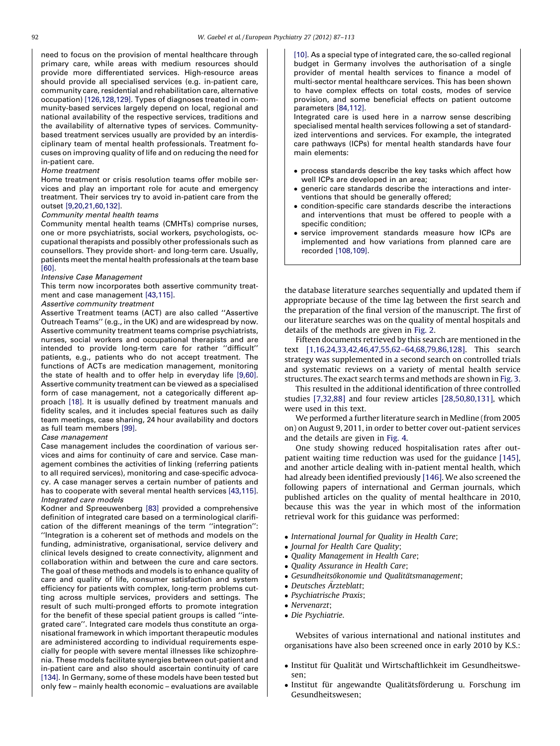need to focus on the provision of mental healthcare through primary care, while areas with medium resources should provide more differentiated services. High-resource areas should provide all specialised services (e.g. in-patient care, community care, residential and rehabilitation care, alternative occupation) [126,128,129]. Types of diagnoses treated in community-based services largely depend on local, regional and national availability of the respective services, traditions and the availability of alternative types of services. Community-based treatment services usually are provided by an interdisciplinary team of mental health professionals. Treatment focuses on improving quality of life and on reducing the need for in-patient care.

*Home treatment*

Home treatment or crisis resolution teams offer mobile services and play an important role for acute and emergency treatment. Their services try to avoid in-patient care from the outset [9,20,21,60,132].

*Community mental health teams*

Community mental health teams (CMHTs) comprise nurses, one or more psychiatrists, social workers, psychologists, occupational therapists and possibly other professionals such as counsellors. They provide short- and long-term care. Usually, patients meet the mental health professionals at the team base [60].

*Intensive Case Management*

This term now incorporates both assertive community treatment and case management [43,115].

*Assertive community treatment*

Assertive Treatment teams (ACT) are also called ''Assertive Outreach Teams'' (e.g., in the UK) and are widespread by now. Assertive community treatment teams comprise psychiatrists, nurses, social workers and occupational therapists and are intended to provide long-term care for rather ''difficult'' patients, e.g., patients who do not accept treatment. The functions of ACTs are medication management, monitoring the state of health and to offer help in everyday life [9,60]. Assertive community treatment can be viewed as a specialised form of case management, not a categorically different approach [18]. It is usually defined by treatment manuals and fidelity scales, and it includes special features such as daily team meetings, case sharing, 24 hour availability and doctors as full team members [99].

*Case management*

Case management includes the coordination of various services and aims for continuity of care and service. Case management combines the activities of linking (referring patients to all required services), monitoring and case-specific advocacy. A case manager serves a certain number of patients and has to cooperate with several mental health services [43,115].

*Integrated care models*

Kodner and Spreeuwenberg [83] provided a comprehensive definition of integrated care based on a terminological clarification of the different meanings of the term ''integration'': ''Integration is a coherent set of methods and models on the funding, administrative, organisational, service delivery and clinical levels designed to create connectivity, alignment and collaboration within and between the cure and care sectors. The goal of these methods and models is to enhance quality of care and quality of life, consumer satisfaction and system efficiency for patients with complex, long-term problems cutting across multiple services, providers and settings. The result of such multi-pronged efforts to promote integration for the benefit of these special patient groups is called ''integrated care''. Integrated care models thus constitute an organisational framework in which important therapeutic modules are administered according to individual requirements especially for people with severe mental illnesses like schizophrenia. These models facilitate synergies between out-patient and in-patient care and also should ascertain continuity of care [134]. In Germany, some of these models have been tested but only few – mainly health economic – evaluations are available [10]. As a special type of integrated care, the so-called regional budget in Germany involves the authorisation of a single provider of mental health services to finance a model of multi-sector mental healthcare services. This has been shown to have complex effects on total costs, modes of service provision, and some beneficial effects on patient outcome parameters [84,112].

Integrated care is used here in a narrow sense describing specialised mental health services following a set of standardized interventions and services. For example, the integrated care pathways (ICPs) for mental health standards have four main elements:

- process standards describe the key tasks which affect how well ICPs are developed in an area;
- generic care standards describe the interactions and interventions that should be generally offered;
- condition-specific care standards describe the interactions and interventions that must be offered to people with a specific condition;
- service improvement standards measure how ICPs are implemented and how variations from planned care are recorded [108,109].

the database literature searches sequentially and updated them if appropriate because of the time lag between the first search and the preparation of the final version of the manuscript. The first of our literature searches was on the quality of mental hospitals and details of the methods are given in Fig. 2.

Fifteen documents retrieved by this search are mentioned in the text [1,16,24,33,42,46,47,55,62–64,68,79,86,128]. This search strategy was supplemented in a second search on controlled trials and systematic reviews on a variety of mental health service structures. The exact search terms and methods are shown in Fig. 3.

This resulted in the additional identification of three controlled studies [7,32,88] and four review articles [28,50,80,131], which were used in this text.

We performed a further literature search in Medline (from 2005 on) on August 9, 2011, in order to better cover out-patient services and the details are given in Fig. 4.

One study showing reduced hospitalisation rates after out-patient waiting time reduction was used for the guidance [145], and another article dealing with in-patient mental health, which had already been identified previously [146]. We also screened the following papers of international and German journals, which published articles on the quality of mental healthcare in 2010, because this was the year in which most of the information retrieval work for this guidance was performed:

- *International Journal for Quality in Health Care*;
- *Journal for Health Care Quality*;
- *Quality Management in Health Care*;
- *Quality Assurance in Health Care*;
- *Gesundheitsökonomie und Qualitätsmanagement*;
- *Deutsches Ärzteblatt*;
- *Psychiatrische Praxis*;
- *Nervenarzt*;
- *Die Psychiatrie*.

Websites of various international and national institutes and organisations have also been screened once in early 2010 by K.S.:

- Institut für Qualität und Wirtschaftlichkeit im Gesundheitswesen;
- Institut für angewandte Qualitätsförderung u. Forschung im Gesundheitswesen;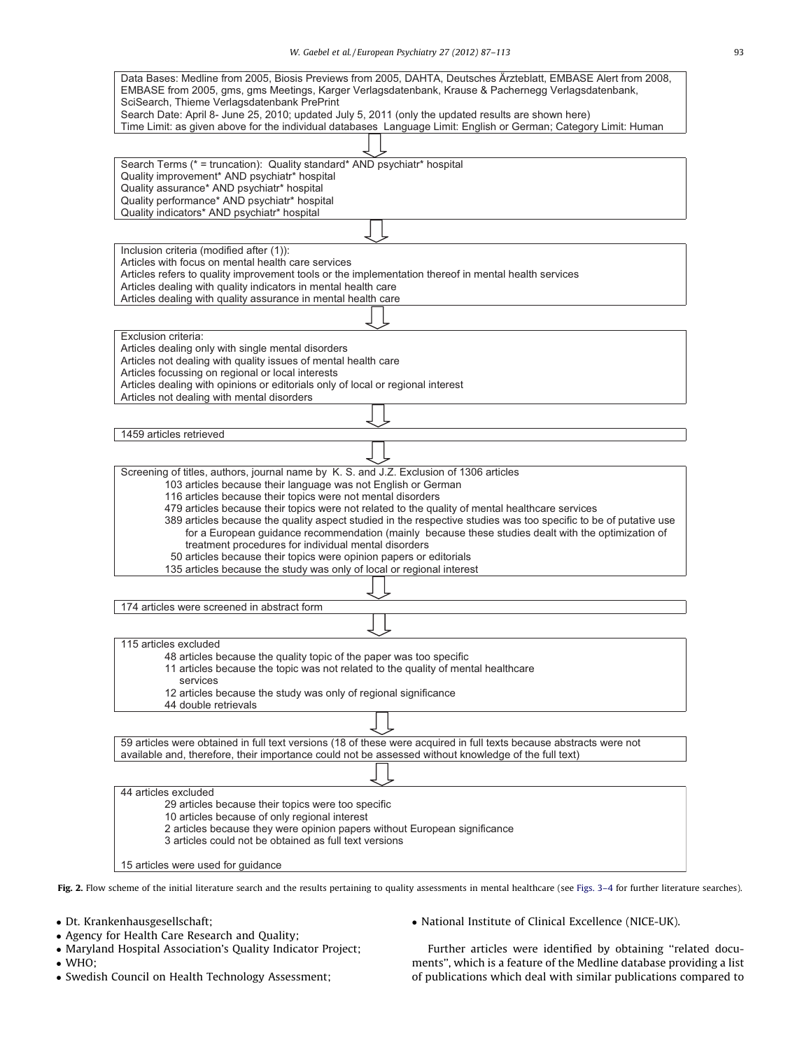Data Bases: Medline from 2005, Biosis Previews from 2005, DAHTA, Deutsches Ärzteblatt, EMBASE Alert from 2008, EMBASE from 2005, gms, gms Meetings, Karger Verlagsdatenbank, Krause & Pachernegg Verlagsdatenbank, SciSearch, Thieme Verlagsdatenbank PrePrint
Search Date: April 8- June 25, 2010; updated July 5, 2011 (only the updated results are shown here)
Time Limit: as given above for the individual databases Language Limit: English or German; Category Limit: Human

↓

Search Terms (* = truncation): Quality standard* AND psychiatr* hospital
Quality improvement* AND psychiatr* hospital
Quality assurance* AND psychiatr* hospital
Quality performance* AND psychiatr* hospital
Quality indicators* AND psychiatr* hospital

↓

Inclusion criteria (modified after (1)):
Articles with focus on mental health care services
Articles refers to quality improvement tools or the implementation thereof in mental health services
Articles dealing with quality indicators in mental health care
Articles dealing with quality assurance in mental health care

↓

Exclusion criteria:
Articles dealing only with single mental disorders
Articles not dealing with quality issues of mental health care
Articles focussing on regional or local interests
Articles dealing with opinions or editorials only of local or regional interest
Articles not dealing with mental disorders

↓

1459 articles retrieved

↓

Screening of titles, authors, journal name by K. S. and J.Z. Exclusion of 1306 articles
- 103 articles because their language was not English or German
- 116 articles because their topics were not mental disorders
- 479 articles because their topics were not related to the quality of mental healthcare services
- 389 articles because the quality aspect studied in the respective studies was too specific to be of putative use for a European guidance recommendation (mainly because these studies dealt with the optimization of treatment procedures for individual mental disorders
- 50 articles because their topics were opinion papers or editorials
- 135 articles because the study was only of local or regional interest

↓

174 articles were screened in abstract form

↓

115 articles excluded
- 48 articles because the quality topic of the paper was too specific
- 11 articles because the topic was not related to the quality of mental healthcare services
- 12 articles because the study was only of regional significance
- 44 double retrievals

↓

59 articles were obtained in full text versions (18 of these were acquired in full texts because abstracts were not available and, therefore, their importance could not be assessed without knowledge of the full text)

↓

44 articles excluded
- 29 articles because their topics were too specific
- 10 articles because of only regional interest
- 2 articles because they were opinion papers without European significance
- 3 articles could not be obtained as full text versions

15 articles were used for guidance

**Fig. 2.** Flow scheme of the initial literature search and the results pertaining to quality assessments in mental healthcare (see Figs. 3–4 for further literature searches).

- Dt. Krankenhausgesellschaft;
- Agency for Health Care Research and Quality;
- Maryland Hospital Association's Quality Indicator Project;
- WHO;
- Swedish Council on Health Technology Assessment;
- National Institute of Clinical Excellence (NICE-UK).

Further articles were identified by obtaining ''related documents'', which is a feature of the Medline database providing a list of publications which deal with similar publications compared to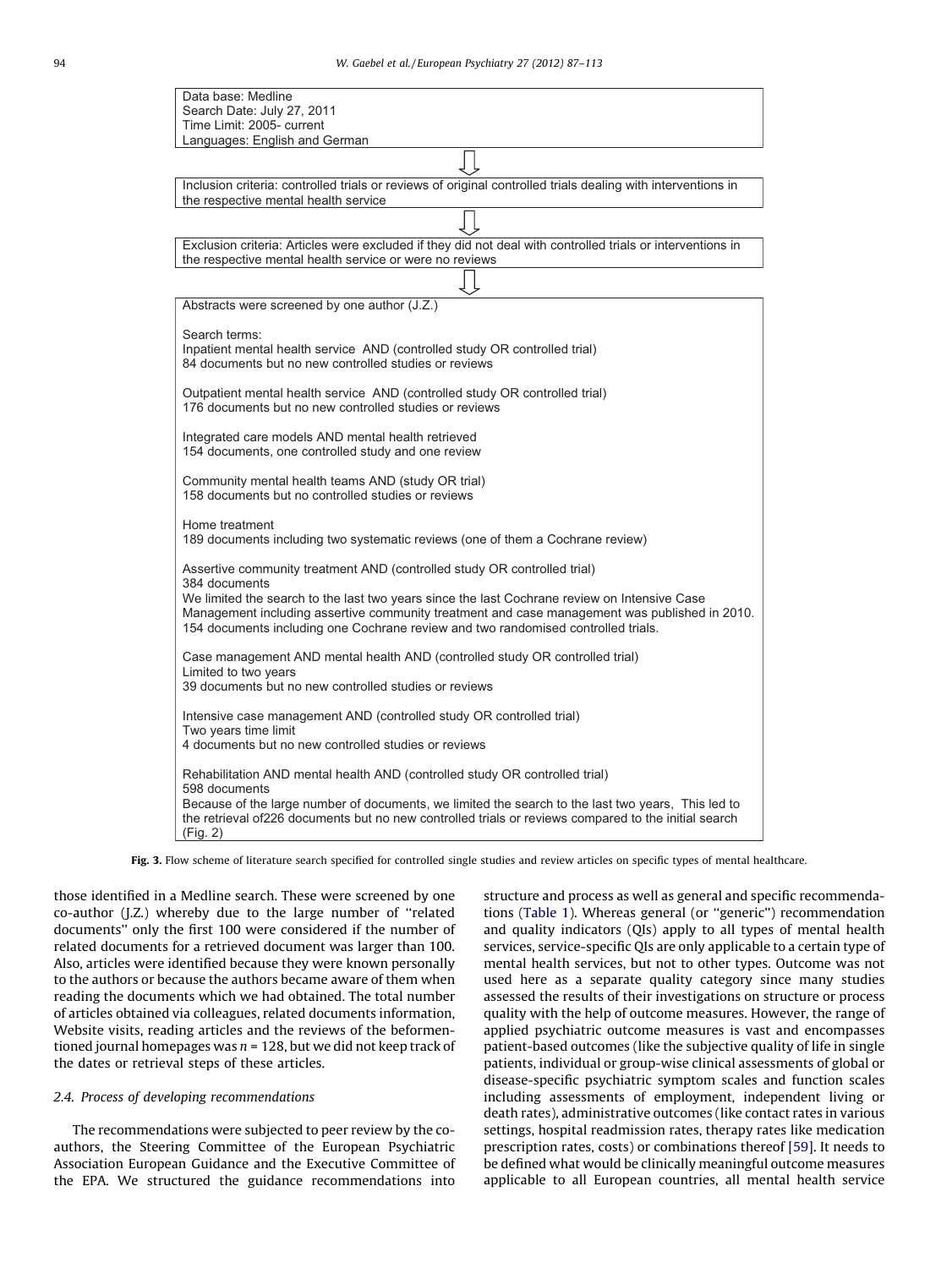Data base: Medline
Search Date: July 27, 2011
Time Limit: 2005- current
Languages: English and German

⇩

Inclusion criteria: controlled trials or reviews of original controlled trials dealing with interventions in the respective mental health service

⇩

Exclusion criteria: Articles were excluded if they did not deal with controlled trials or interventions in the respective mental health service or were no reviews

⇩

Abstracts were screened by one author (J.Z.)

Search terms:
Inpatient mental health service AND (controlled study OR controlled trial)
84 documents but no new controlled studies or reviews

Outpatient mental health service AND (controlled study OR controlled trial)
176 documents but no new controlled studies or reviews

Integrated care models AND mental health retrieved
154 documents, one controlled study and one review

Community mental health teams AND (study OR trial)
158 documents but no controlled studies or reviews

Home treatment
189 documents including two systematic reviews (one of them a Cochrane review)

Assertive community treatment AND (controlled study OR controlled trial)
384 documents
We limited the search to the last two years since the last Cochrane review on Intensive Case Management including assertive community treatment and case management was published in 2010.
154 documents including one Cochrane review and two randomised controlled trials.

Case management AND mental health AND (controlled study OR controlled trial)
Limited to two years
39 documents but no new controlled studies or reviews

Intensive case management AND (controlled study OR controlled trial)
Two years time limit
4 documents but no new controlled studies or reviews

Rehabilitation AND mental health AND (controlled study OR controlled trial)
598 documents
Because of the large number of documents, we limited the search to the last two years, This led to the retrieval of226 documents but no new controlled trials or reviews compared to the initial search (Fig. 2)

**Fig. 3.** Flow scheme of literature search specified for controlled single studies and review articles on specific types of mental healthcare.

those identified in a Medline search. These were screened by one co-author (J.Z.) whereby due to the large number of ''related documents'' only the first 100 were considered if the number of related documents for a retrieved document was larger than 100. Also, articles were identified because they were known personally to the authors or because the authors became aware of them when reading the documents which we had obtained. The total number of articles obtained via colleagues, related documents information, Website visits, reading articles and the reviews of the beforementioned journal homepages was $n = 128$, but we did not keep track of the dates or retrieval steps of these articles.

### 2.4. Process of developing recommendations

The recommendations were subjected to peer review by the co-authors, the Steering Committee of the European Psychiatric Association European Guidance and the Executive Committee of the EPA. We structured the guidance recommendations into structure and process as well as general and specific recommendations (Table 1). Whereas general (or ''generic'') recommendation and quality indicators (QIs) apply to all types of mental health services, service-specific QIs are only applicable to a certain type of mental health services, but not to other types. Outcome was not used here as a separate quality category since many studies assessed the results of their investigations on structure or process quality with the help of outcome measures. However, the range of applied psychiatric outcome measures is vast and encompasses patient-based outcomes (like the subjective quality of life in single patients, individual or group-wise clinical assessments of global or disease-specific psychiatric symptom scales and function scales including assessments of employment, independent living or death rates), administrative outcomes (like contact rates in various settings, hospital readmission rates, therapy rates like medication prescription rates, costs) or combinations thereof [59]. It needs to be defined what would be clinically meaningful outcome measures applicable to all European countries, all mental health service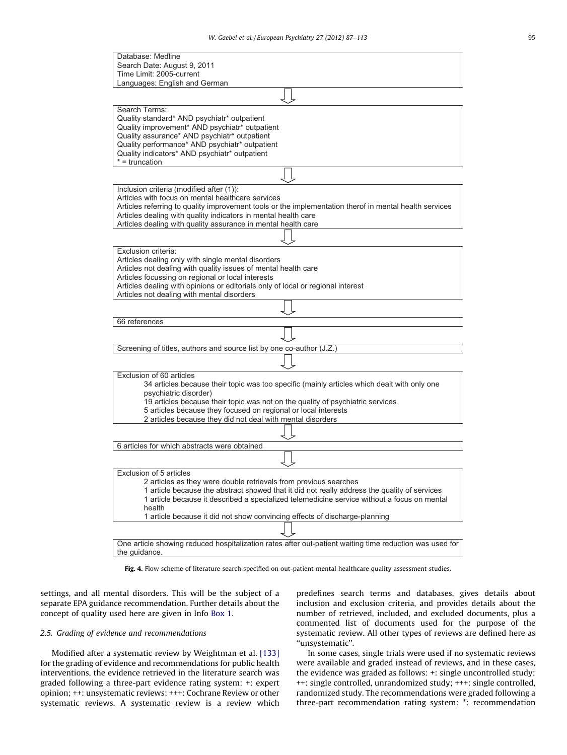Database: Medline
Search Date: August 9, 2011
Time Limit: 2005-current
Languages: English and German

⇩

Search Terms:
Quality standard* AND psychiatr* outpatient
Quality improvement* AND psychiatr* outpatient
Quality assurance* AND psychiatr* outpatient
Quality performance* AND psychiatr* outpatient
Quality indicators* AND psychiatr* outpatient
* = truncation

⇩

Inclusion criteria (modified after (1)):
Articles with focus on mental healthcare services
Articles referring to quality improvement tools or the implementation therof in mental health services
Articles dealing with quality indicators in mental health care
Articles dealing with quality assurance in mental health care

⇩

Exclusion criteria:
Articles dealing only with single mental disorders
Articles not dealing with quality issues of mental health care
Articles focussing on regional or local interests
Articles dealing with opinions or editorials only of local or regional interest
Articles not dealing with mental disorders

⇩

66 references

⇩

Screening of titles, authors and source list by one co-author (J.Z.)

⇩

Exclusion of 60 articles
- 34 articles because their topic was too specific (mainly articles which dealt with only one psychiatric disorder)
- 19 articles because their topic was not on the quality of psychiatric services
- 5 articles because they focused on regional or local interests
- 2 articles because they did not deal with mental disorders

⇩

6 articles for which abstracts were obtained

⇩

Exclusion of 5 articles
- 2 articles as they were double retrievals from previous searches
- 1 article because the abstract showed that it did not really address the quality of services
- 1 article because it described a specialized telemedicine service without a focus on mental health
- 1 article because it did not show convincing effects of discharge-planning

⇩

One article showing reduced hospitalization rates after out-patient waiting time reduction was used for the guidance.

**Fig. 4.** Flow scheme of literature search specified on out-patient mental healthcare quality assessment studies.

settings, and all mental disorders. This will be the subject of a separate EPA guidance recommendation. Further details about the concept of quality used here are given in Info Box 1.

### 2.5. Grading of evidence and recommendations

Modified after a systematic review by Weightman et al. [133] for the grading of evidence and recommendations for public health interventions, the evidence retrieved in the literature search was graded following a three-part evidence rating system: +: expert opinion; ++: unsystematic reviews; +++: Cochrane Review or other systematic reviews. A systematic review is a review which predefines search terms and databases, gives details about inclusion and exclusion criteria, and provides details about the number of retrieved, included, and excluded documents, plus a commented list of documents used for the purpose of the systematic review. All other types of reviews are defined here as ''unsystematic''.

In some cases, single trials were used if no systematic reviews were available and graded instead of reviews, and in these cases, the evidence was graded as follows: +: single uncontrolled study; ++: single controlled, unrandomized study; +++: single controlled, randomized study. The recommendations were graded following a three-part recommendation rating system: *: recommendation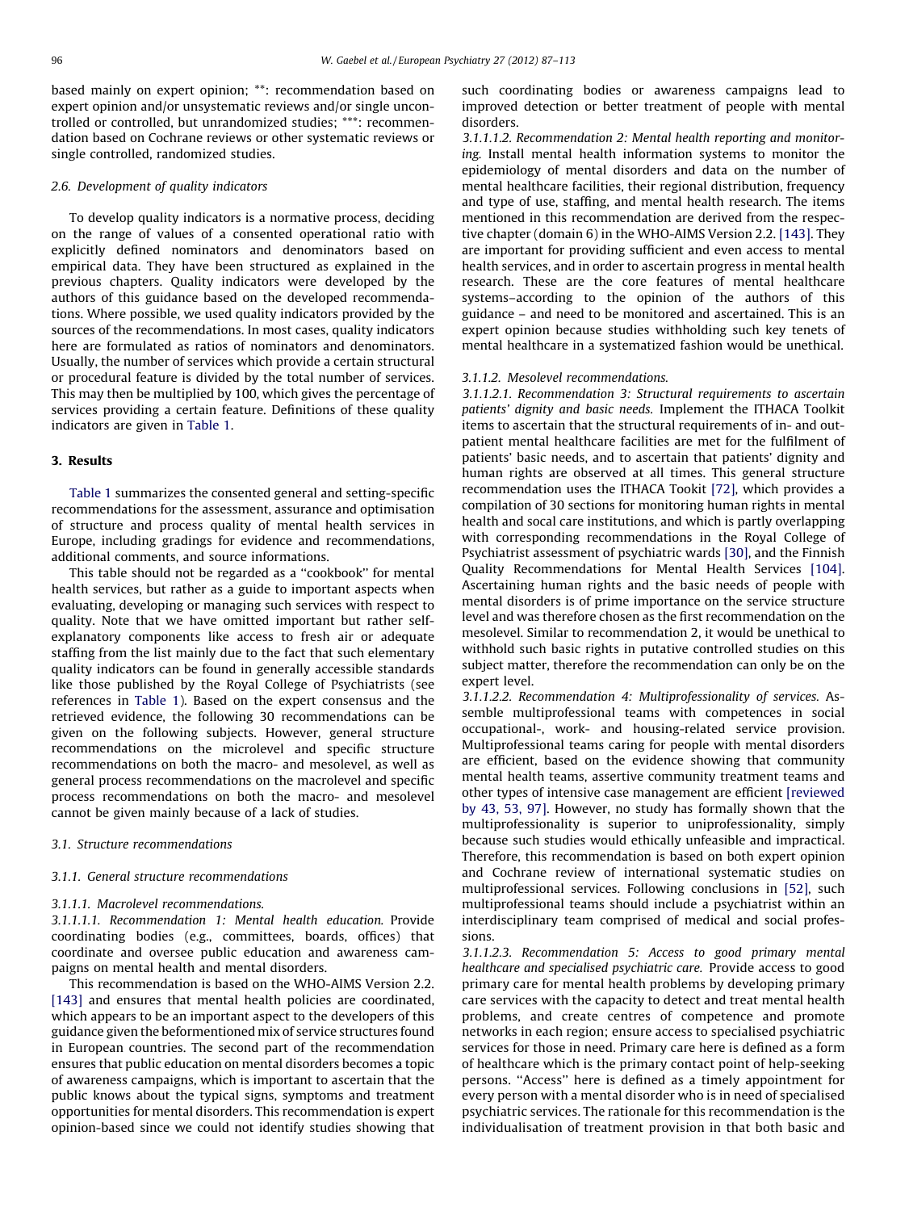based mainly on expert opinion; **: recommendation based on expert opinion and/or unsystematic reviews and/or single uncontrolled or controlled, but unrandomized studies; ***: recommendation based on Cochrane reviews or other systematic reviews or single controlled, randomized studies.

### 2.6. Development of quality indicators

To develop quality indicators is a normative process, deciding on the range of values of a consented operational ratio with explicitly defined nominators and denominators based on empirical data. They have been structured as explained in the previous chapters. Quality indicators were developed by the authors of this guidance based on the developed recommendations. Where possible, we used quality indicators provided by the sources of the recommendations. In most cases, quality indicators here are formulated as ratios of nominators and denominators. Usually, the number of services which provide a certain structural or procedural feature is divided by the total number of services. This may then be multiplied by 100, which gives the percentage of services providing a certain feature. Definitions of these quality indicators are given in Table 1.

## 3. Results

Table 1 summarizes the consented general and setting-specific recommendations for the assessment, assurance and optimisation of structure and process quality of mental health services in Europe, including gradings for evidence and recommendations, additional comments, and source informations.

This table should not be regarded as a ''cookbook'' for mental health services, but rather as a guide to important aspects when evaluating, developing or managing such services with respect to quality. Note that we have omitted important but rather self-explanatory components like access to fresh air or adequate staffing from the list mainly due to the fact that such elementary quality indicators can be found in generally accessible standards like those published by the Royal College of Psychiatrists (see references in Table 1). Based on the expert consensus and the retrieved evidence, the following 30 recommendations can be given on the following subjects. However, general structure recommendations on the microlevel and specific structure recommendations on both the macro- and mesolevel, as well as general process recommendations on the macrolevel and specific process recommendations on both the macro- and mesolevel cannot be given mainly because of a lack of studies.

### 3.1. Structure recommendations

#### 3.1.1. General structure recommendations

*3.1.1.1. Macrolevel recommendations.*

*3.1.1.1.1. Recommendation 1: Mental health education.* Provide coordinating bodies (e.g., committees, boards, offices) that coordinate and oversee public education and awareness campaigns on mental health and mental disorders.

This recommendation is based on the WHO-AIMS Version 2.2. [143] and ensures that mental health policies are coordinated, which appears to be an important aspect to the developers of this guidance given the beformentioned mix of service structures found in European countries. The second part of the recommendation ensures that public education on mental disorders becomes a topic of awareness campaigns, which is important to ascertain that the public knows about the typical signs, symptoms and treatment opportunities for mental disorders. This recommendation is expert opinion-based since we could not identify studies showing that such coordinating bodies or awareness campaigns lead to improved detection or better treatment of people with mental disorders.

*3.1.1.1.2. Recommendation 2: Mental health reporting and monitoring.* Install mental health information systems to monitor the epidemiology of mental disorders and data on the number of mental healthcare facilities, their regional distribution, frequency and type of use, staffing, and mental health research. The items mentioned in this recommendation are derived from the respective chapter (domain 6) in the WHO-AIMS Version 2.2. [143]. They are important for providing sufficient and even access to mental health services, and in order to ascertain progress in mental health research. These are the core features of mental healthcare systems–according to the opinion of the authors of this guidance – and need to be monitored and ascertained. This is an expert opinion because studies withholding such key tenets of mental healthcare in a systematized fashion would be unethical.

*3.1.1.2. Mesolevel recommendations.*

*3.1.1.2.1. Recommendation 3: Structural requirements to ascertain patients' dignity and basic needs.* Implement the ITHACA Toolkit items to ascertain that the structural requirements of in- and outpatient mental healthcare facilities are met for the fulfilment of patients' basic needs, and to ascertain that patients' dignity and human rights are observed at all times. This general structure recommendation uses the ITHACA Tookit [72], which provides a compilation of 30 sections for monitoring human rights in mental health and socal care institutions, and which is partly overlapping with corresponding recommendations in the Royal College of Psychiatrist assessment of psychiatric wards [30], and the Finnish Quality Recommendations for Mental Health Services [104]. Ascertaining human rights and the basic needs of people with mental disorders is of prime importance on the service structure level and was therefore chosen as the first recommendation on the mesolevel. Similar to recommendation 2, it would be unethical to withhold such basic rights in putative controlled studies on this subject matter, therefore the recommendation can only be on the expert level.

*3.1.1.2.2. Recommendation 4: Multiprofessionality of services.* Assemble multiprofessional teams with competences in social occupational-, work- and housing-related service provision. Multiprofessional teams caring for people with mental disorders are efficient, based on the evidence showing that community mental health teams, assertive community treatment teams and other types of intensive case management are efficient [reviewed by 43, 53, 97]. However, no study has formally shown that the multiprofessionality is superior to uniprofessionality, simply because such studies would ethically unfeasible and impractical. Therefore, this recommendation is based on both expert opinion and Cochrane review of international systematic studies on multiprofessional services. Following conclusions in [52], such multiprofessional teams should include a psychiatrist within an interdisciplinary team comprised of medical and social professions.

*3.1.1.2.3. Recommendation 5: Access to good primary mental healthcare and specialised psychiatric care.* Provide access to good primary care for mental health problems by developing primary care services with the capacity to detect and treat mental health problems, and create centres of competence and promote networks in each region; ensure access to specialised psychiatric services for those in need. Primary care here is defined as a form of healthcare which is the primary contact point of help-seeking persons. ''Access'' here is defined as a timely appointment for every person with a mental disorder who is in need of specialised psychiatric services. The rationale for this recommendation is the individualisation of treatment provision in that both basic and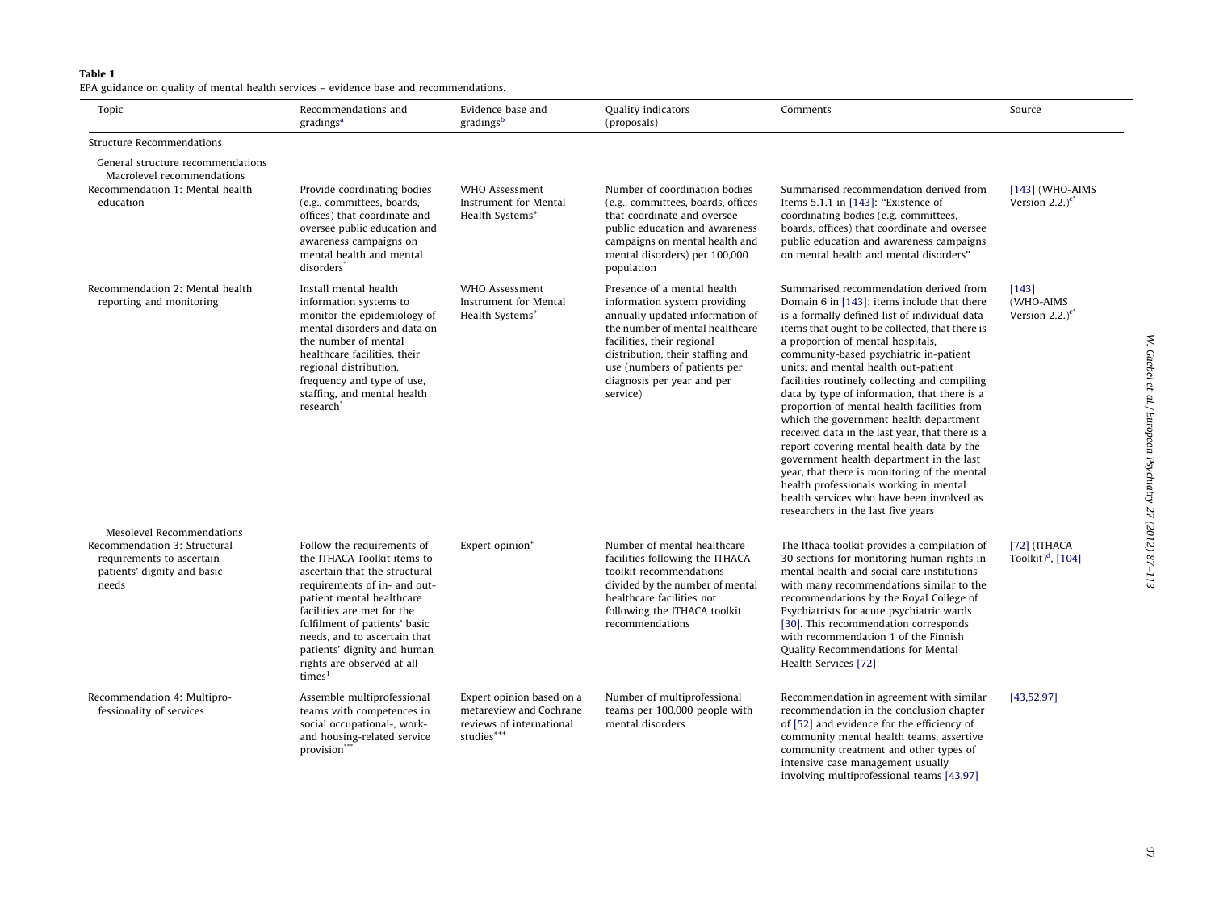**Table 1**

EPA guidance on quality of mental health services – evidence base and recommendations.

| Topic | Recommendations and gradings[a] | Evidence base and gradings[b] | Quality indicators (proposals) | Comments | Source |
|---|---|---|---|---|---|
| Structure Recommendations | | | | | |
| General structure recommendations | | | | | |
| Macrolevel recommendations | | | | | |
| Recommendation 1: Mental health education | Provide coordinating bodies (e.g., committees, boards, offices) that coordinate and oversee public education and awareness campaigns on mental health and mental disorders* | WHO Assessment Instrument for Mental Health Systems* | Number of coordination bodies (e.g., committees, boards, offices that coordinate and oversee public education and awareness campaigns on mental health and mental disorders) per 100,000 population | Summarised recommendation derived from Items 5.1.1 in [143]: "Existence of coordinating bodies (e.g. committees, boards, offices) that coordinate and oversee public education and awareness campaigns on mental health and mental disorders" | [143] (WHO-AIMS Version 2.2.)[c*] |
| Recommendation 2: Mental health reporting and monitoring | Install mental health information systems to monitor the epidemiology of mental disorders and data on the number of mental healthcare facilities, their regional distribution, frequency and type of use, staffing, and mental health research* | WHO Assessment Instrument for Mental Health Systems* | Presence of a mental health information system providing annually updated information of the number of mental healthcare facilities, their regional distribution, their staffing and use (numbers of patients per diagnosis per year and per service) | Summarised recommendation derived from Domain 6 in [143]: items include that there is a formally defined list of individual data items that ought to be collected, that there is a proportion of mental hospitals, community-based psychiatric in-patient units, and mental health out-patient facilities routinely collecting and compiling data by type of information, that there is a proportion of mental health facilities from which the government health department received data in the last year, that there is a report covering mental health data by the government health department in the last year, that there is monitoring of the mental health professionals working in mental health services who have been involved as researchers in the last five years | [143] (WHO-AIMS Version 2.2.)[c*] |
| Mesolevel Recommendations | | | | | |
| Recommendation 3: Structural requirements to ascertain patients' dignity and basic needs | Follow the requirements of the ITHACA Toolkit items to ascertain that the structural requirements of in- and out-patient mental healthcare facilities are met for the fulfilment of patients' basic needs, and to ascertain that patients' dignity and human rights are observed at all times[1] | Expert opinion* | Number of mental healthcare facilities following the ITHACA toolkit recommendations divided by the number of mental healthcare facilities not following the ITHACA toolkit recommendations | The Ithaca toolkit provides a compilation of 30 sections for monitoring human rights in mental health and social care institutions with many recommendations similar to the recommendations by the Royal College of Psychiatrists for acute psychiatric wards [30]. This recommendation corresponds with recommendation 1 of the Finnish Quality Recommendations for Mental Health Services [72] | [72] (ITHACA Toolkit)[d], [104] |
| Recommendation 4: Multiprofessionality of services | Assemble multiprofessional teams with competences in social occupational-, work- and housing-related service provision*** | Expert opinion based on a metareview and Cochrane reviews of international studies*** | Number of multiprofessional teams per 100,000 people with mental disorders | Recommendation in agreement with similar recommendation in the conclusion chapter of [52] and evidence for the efficiency of community mental health teams, assertive community treatment and other types of intensive case management usually involving multiprofessional teams [43,97] | [43,52,97] |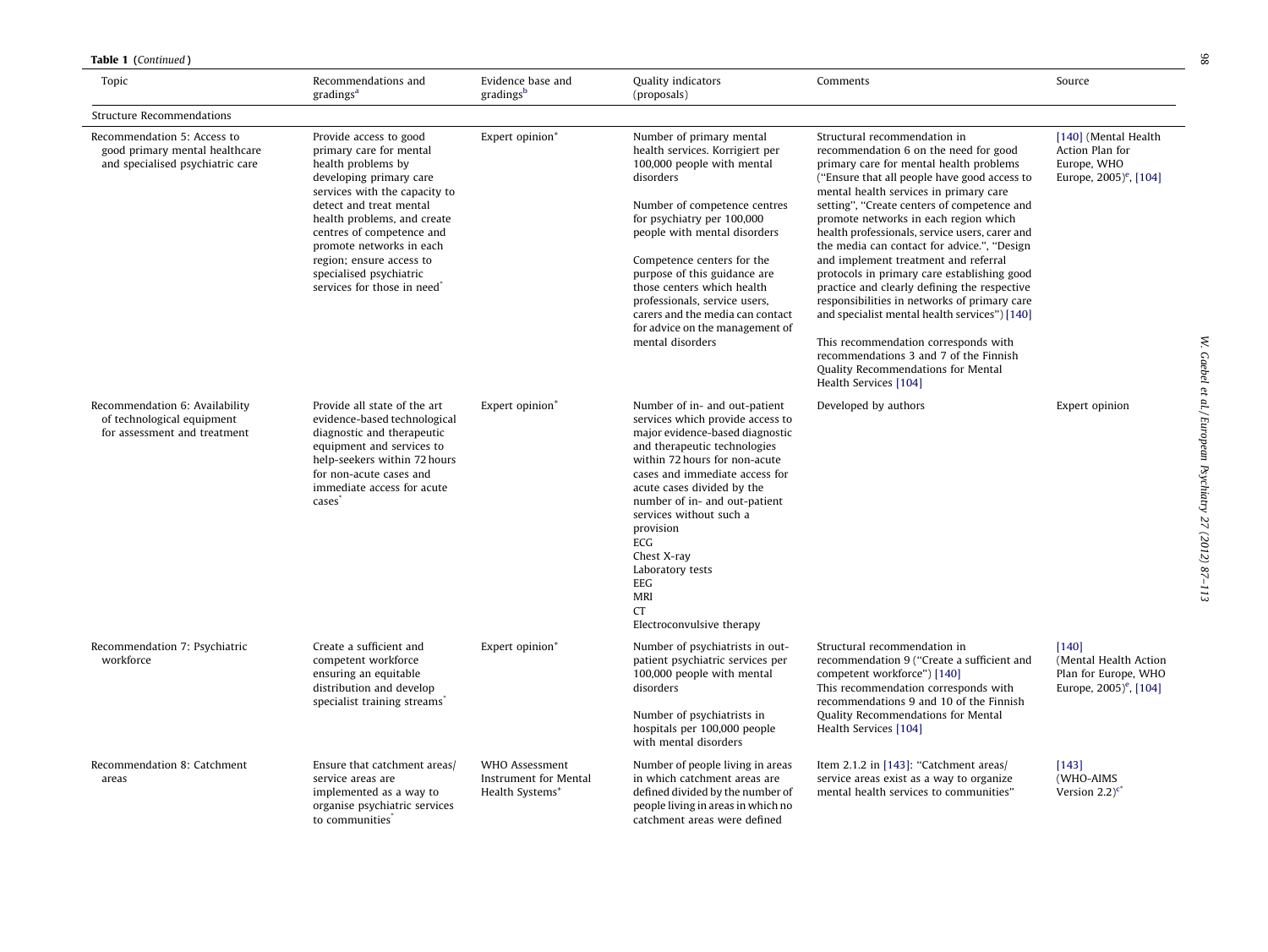**Table 1** (*Continued*)

| Topic | Recommendations and gradings[a] | Evidence base and gradings[b] | Quality indicators (proposals) | Comments | Source |
|---|---|---|---|---|---|
| Structure Recommendations | | | | | |
| Recommendation 5: Access to good primary mental healthcare and specialised psychiatric care | Provide access to good primary care for mental health problems by developing primary care services with the capacity to detect and treat mental health problems, and create centres of competence and promote networks in each region; ensure access to specialised psychiatric services for those in need* | Expert opinion* | Number of primary mental health services. Korrigiert per 100,000 people with mental disorders<br><br>Number of competence centres for psychiatry per 100,000 people with mental disorders<br><br>Competence centers for the purpose of this guidance are those centers which health professionals, service users, carers and the media can contact for advice on the management of mental disorders | Structural recommendation in recommendation 6 on the need for good primary care for mental health problems ("Ensure that all people have good access to mental health services in primary care setting", "Create centers of competence and promote networks in each region which health professionals, service users, carer and the media can contact for advice.", "Design and implement treatment and referral protocols in primary care establishing good practice and clearly defining the respective responsibilities in networks of primary care and specialist mental health services") [140]<br><br>This recommendation corresponds with recommendations 3 and 7 of the Finnish Quality Recommendations for Mental Health Services [104] | [140] (Mental Health Action Plan for Europe, WHO Europe, 2005)[e], [104] |
| Recommendation 6: Availability of technological equipment for assessment and treatment | Provide all state of the art evidence-based technological diagnostic and therapeutic equipment and services to help-seekers within 72 hours for non-acute cases and immediate access for acute cases* | Expert opinion* | Number of in- and out-patient services which provide access to major evidence-based diagnostic and therapeutic technologies within 72 hours for non-acute cases and immediate access for acute cases divided by the number of in- and out-patient services without such a provision<br>ECG<br>Chest X-ray<br>Laboratory tests<br>EEG<br>MRI<br>CT<br>Electroconvulsive therapy | Developed by authors | Expert opinion |
| Recommendation 7: Psychiatric workforce | Create a sufficient and competent workforce ensuring an equitable distribution and develop specialist training streams* | Expert opinion* | Number of psychiatrists in out-patient psychiatric services per 100,000 people with mental disorders<br><br>Number of psychiatrists in hospitals per 100,000 people with mental disorders | Structural recommendation in recommendation 9 ("Create a sufficient and competent workforce") [140]<br>This recommendation corresponds with recommendations 9 and 10 of the Finnish Quality Recommendations for Mental Health Services [104] | [140] (Mental Health Action Plan for Europe, WHO Europe, 2005)[e], [104] |
| Recommendation 8: Catchment areas | Ensure that catchment areas/ service areas are implemented as a way to organise psychiatric services to communities* | WHO Assessment Instrument for Mental Health Systems* | Number of people living in areas in which catchment areas are defined divided by the number of people living in areas in which no catchment areas were defined | Item 2.1.2 in [143]: "Catchment areas/ service areas exist as a way to organize mental health services to communities" | [143] (WHO-AIMS Version 2.2)[c*] |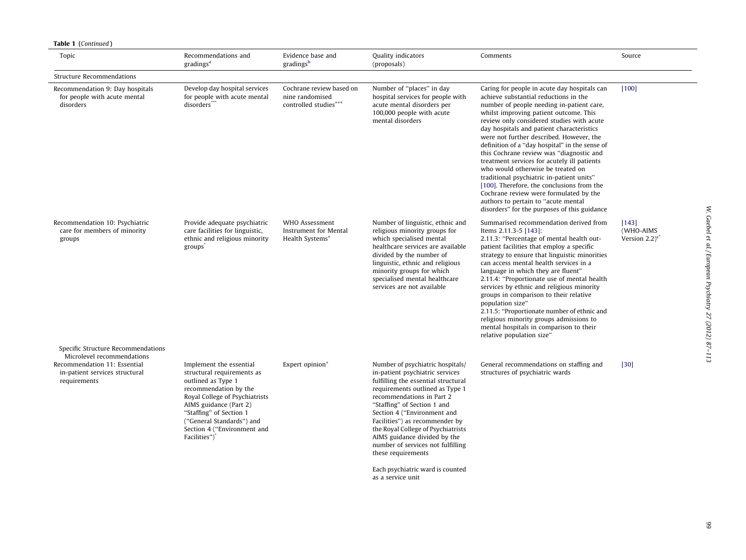**Table 1** (*Continued*)

| Topic | Recommendations and gradings[a] | Evidence base and gradings[b] | Quality indicators (proposals) | Comments | Source |
|---|---|---|---|---|---|
| Structure Recommendations | | | | | |
| Recommendation 9: Day hospitals for people with acute mental disorders | Develop day hospital services for people with acute mental disorders[***] | Cochrane review based on nine randomised controlled studies[+++] | Number of "places" in day hospital services for people with acute mental disorders per 100,000 people with acute mental disorders | Caring for people in acute day hospitals can achieve substantial reductions in the number of people needing in-patient care, whilst improving patient outcome. This review only considered studies with acute day hospitals and patient characteristics were not further described. However, the definition of a "day hospital" in the sense of this Cochrane review was "diagnostic and treatment services for acutely ill patients who would otherwise be treated on traditional psychiatric in-patient units" [100]. Therefore, the conclusions from the Cochrane review were formulated by the authors to pertain to "acute mental disorders" for the purposes of this guidance | [100] |
| Recommendation 10: Psychiatric care for members of minority groups | Provide adequate psychiatric care facilities for linguistic, ethnic and religious minority groups[*] | WHO Assessment Instrument for Mental Health Systems[+] | Number of linguistic, ethnic and religious minority groups for which specialised mental healthcare services are available divided by the number of linguistic, ethnic and religious minority groups for which specialised mental healthcare services are not available | Summarised recommendation derived from Items 2.11.3-5 [143]:<br>2.11.3: "Percentage of mental health out-patient facilities that employ a specific strategy to ensure that linguistic minorities can access mental health services in a language in which they are fluent"<br>2.11.4: "Proportionate use of mental health services by ethnic and religious minority groups in comparison to their relative population size"<br>2.11.5: "Proportionate number of ethnic and religious minority groups admissions to mental hospitals in comparison to their relative population size" | [143] (WHO-AIMS Version 2.2)[c*] |
| Specific Structure Recommendations<br>Microlevel recommendations | | | | | |
| Recommendation 11: Essential in-patient services structural requirements | Implement the essential structural requirements as outlined as Type 1 recommendation by the Royal College of Psychiatrists AIMS guidance (Part 2) "Staffing" of Section 1 ("General Standards") and Section 4 ("Environment and Facilities")[*] | Expert opinion[+] | Number of psychiatric hospitals/ in-patient psychiatric services fulfilling the essential structural requirements outlined as Type 1 recommendations in Part 2 "Staffing" of Section 1 and Section 4 ("Environment and Facilities") as recommender by the Royal College of Psychiatrists AIMS guidance divided by the number of services not fulfilling these requirements<br><br>Each psychiatric ward is counted as a service unit | General recommendations on staffing and structures of psychiatric wards | [30] |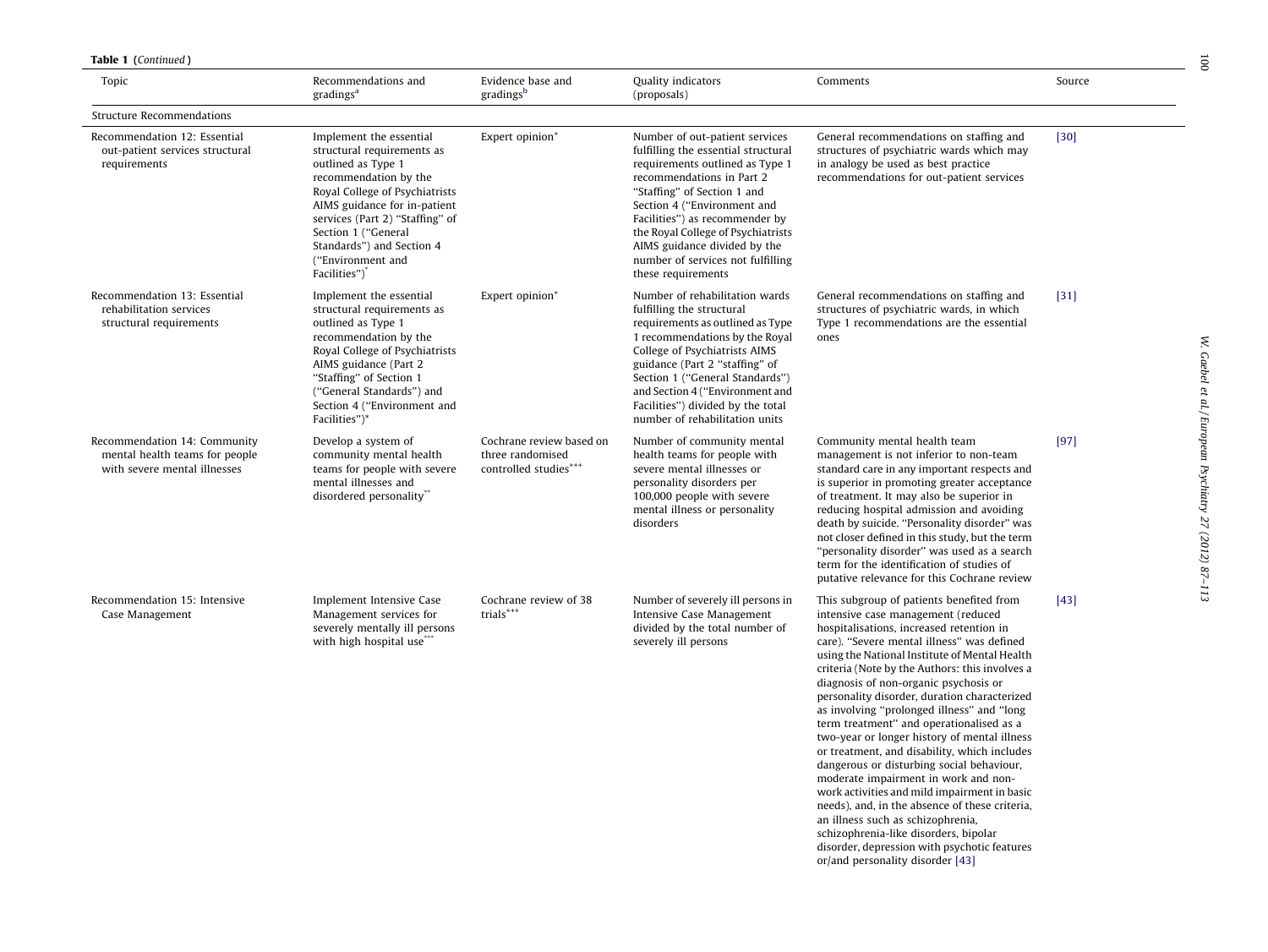**Table 1** (*Continued*)

| Topic | Recommendations and gradings[a] | Evidence base and gradings[b] | Quality indicators (proposals) | Comments | Source |
|---|---|---|---|---|---|
| Structure Recommendations | | | | | |
| Recommendation 12: Essential out-patient services structural requirements | Implement the essential structural requirements as outlined as Type 1 recommendation by the Royal College of Psychiatrists AIMS guidance for in-patient services (Part 2) "Staffing" of Section 1 ("General Standards") and Section 4 ("Environment and Facilities")* | Expert opinion* | Number of out-patient services fulfilling the essential structural requirements outlined as Type 1 recommendations in Part 2 "Staffing" of Section 1 and Section 4 ("Environment and Facilities") as recommender by the Royal College of Psychiatrists AIMS guidance divided by the number of services not fulfilling these requirements | General recommendations on staffing and structures of psychiatric wards which may in analogy be used as best practice recommendations for out-patient services | [30] |
| Recommendation 13: Essential rehabilitation services structural requirements | Implement the essential structural requirements as outlined as Type 1 recommendation by the Royal College of Psychiatrists AIMS guidance (Part 2 "Staffing" of Section 1 ("General Standards") and Section 4 ("Environment and Facilities")* | Expert opinion* | Number of rehabilitation wards fulfilling the structural requirements as outlined as Type 1 recommendations by the Royal College of Psychiatrists AIMS guidance (Part 2 "staffing" of Section 1 ("General Standards") and Section 4 ("Environment and Facilities") divided by the total number of rehabilitation units | General recommendations on staffing and structures of psychiatric wards, in which Type 1 recommendations are the essential ones | [31] |
| Recommendation 14: Community mental health teams for people with severe mental illnesses | Develop a system of community mental health teams for people with severe mental illnesses and disordered personality** | Cochrane review based on three randomised controlled studies*** | Number of community mental health teams for people with severe mental illnesses or personality disorders per 100,000 people with severe mental illness or personality disorders | Community mental health team management is not inferior to non-team standard care in any important respects and is superior in promoting greater acceptance of treatment. It may also be superior in reducing hospital admission and avoiding death by suicide. "Personality disorder" was not closer defined in this study, but the term "personality disorder" was used as a search term for the identification of studies of putative relevance for this Cochrane review | [97] |
| Recommendation 15: Intensive Case Management | Implement Intensive Case Management services for severely mentally ill persons with high hospital use*** | Cochrane review of 38 trials*** | Number of severely ill persons in Intensive Case Management divided by the total number of severely ill persons | This subgroup of patients benefited from intensive case management (reduced hospitalisations, increased retention in care). "Severe mental illness" was defined using the National Institute of Mental Health criteria (Note by the Authors: this involves a diagnosis of non-organic psychosis or personality disorder, duration characterized as involving "prolonged illness" and "long term treatment" and operationalised as a two-year or longer history of mental illness or treatment, and disability, which includes dangerous or disturbing social behaviour, moderate impairment in work and non-work activities and mild impairment in basic needs), and, in the absence of these criteria, an illness such as schizophrenia, schizophrenia-like disorders, bipolar disorder, depression with psychotic features or/and personality disorder [43] | [43] |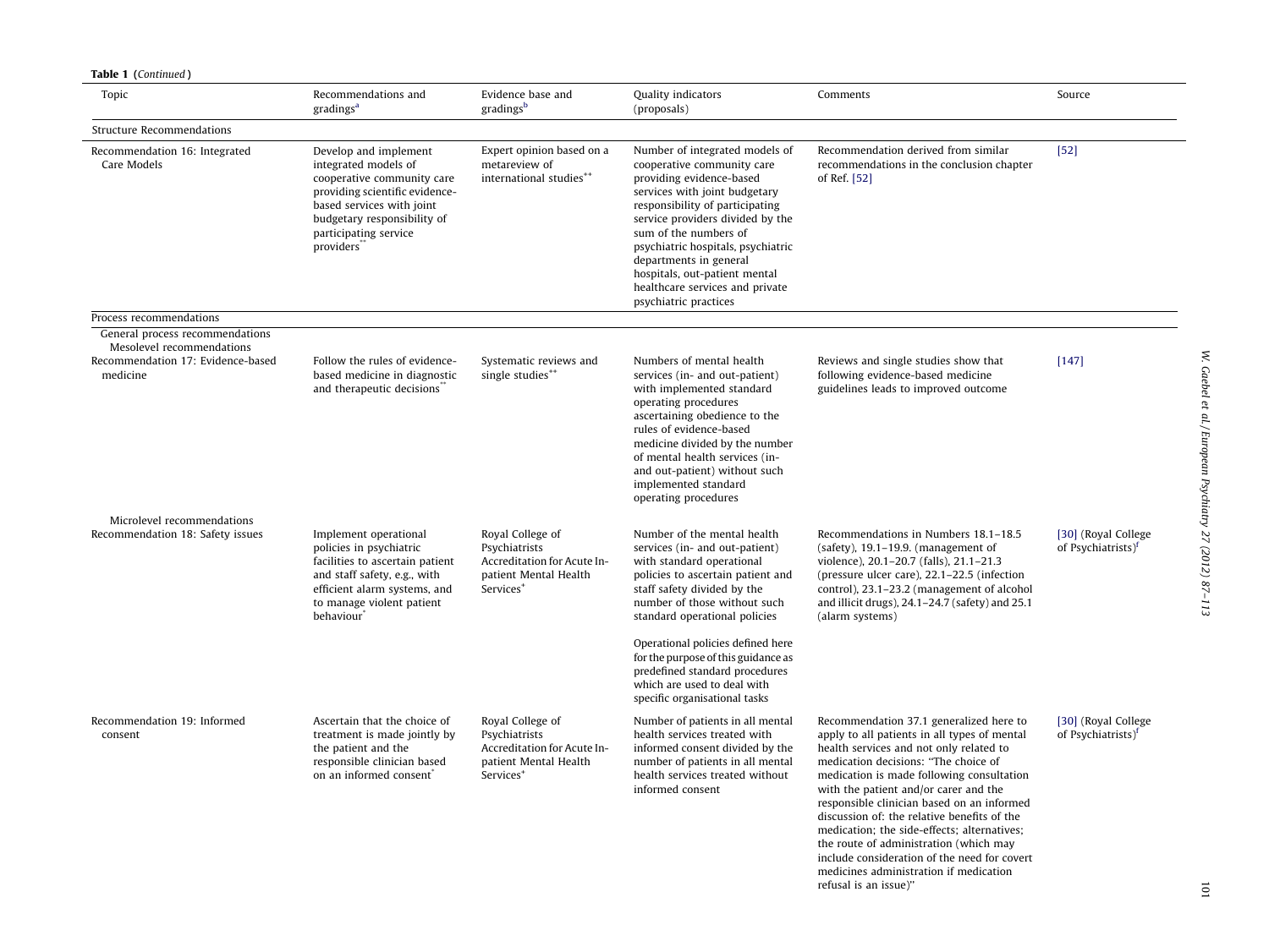**Table 1** (*Continued*)

| Topic | Recommendations and gradings[a] | Evidence base and gradings[b] | Quality indicators (proposals) | Comments | Source |
|---|---|---|---|---|---|
| Structure Recommendations | | | | | |
| Recommendation 16: Integrated Care Models | Develop and implement integrated models of cooperative community care providing scientific evidence-based services with joint budgetary responsibility of participating service providers** | Expert opinion based on a metareview of international studies++ | Number of integrated models of cooperative community care providing evidence-based services with joint budgetary responsibility of participating service providers divided by the sum of the numbers of psychiatric hospitals, psychiatric departments in general hospitals, out-patient mental healthcare services and private psychiatric practices | Recommendation derived from similar recommendations in the conclusion chapter of Ref. [52] | [52] |
| Process recommendations | | | | | |
| General process recommendations | | | | | |
| Mesolevel recommendations | | | | | |
| Recommendation 17: Evidence-based medicine | Follow the rules of evidence-based medicine in diagnostic and therapeutic decisions** | Systematic reviews and single studies++ | Numbers of mental health services (in- and out-patient) with implemented standard operating procedures ascertaining obedience to the rules of evidence-based medicine divided by the number of mental health services (in- and out-patient) without such implemented standard operating procedures | Reviews and single studies show that following evidence-based medicine guidelines leads to improved outcome | [147] |
| Microlevel recommendations | | | | | |
| Recommendation 18: Safety issues | Implement operational policies in psychiatric facilities to ascertain patient and staff safety, e.g., with efficient alarm systems, and to manage violent patient behaviour* | Royal College of Psychiatrists Accreditation for Acute In-patient Mental Health Services+ | Number of the mental health services (in- and out-patient) with standard operational policies to ascertain patient and staff safety divided by the number of those without such standard operational policies<br><br>Operational policies defined here for the purpose of this guidance as predefined standard procedures which are used to deal with specific organisational tasks | Recommendations in Numbers 18.1–18.5 (safety), 19.1–19.9. (management of violence), 20.1–20.7 (falls), 21.1–21.3 (pressure ulcer care), 22.1–22.5 (infection control), 23.1–23.2 (management of alcohol and illicit drugs), 24.1–24.7 (safety) and 25.1 (alarm systems) | [30] (Royal College of Psychiatrists)[f] |
| Recommendation 19: Informed consent | Ascertain that the choice of treatment is made jointly by the patient and the responsible clinician based on an informed consent* | Royal College of Psychiatrists Accreditation for Acute In-patient Mental Health Services+ | Number of patients in all mental health services treated with informed consent divided by the number of patients in all mental health services treated without informed consent | Recommendation 37.1 generalized here to apply to all patients in all types of mental health services and not only related to medication decisions: "The choice of medication is made following consultation with the patient and/or carer and the responsible clinician based on an informed discussion of: the relative benefits of the medication; the side-effects; alternatives; the route of administration (which may include consideration of the need for covert medicines administration if medication refusal is an issue)" | [30] (Royal College of Psychiatrists)[f] |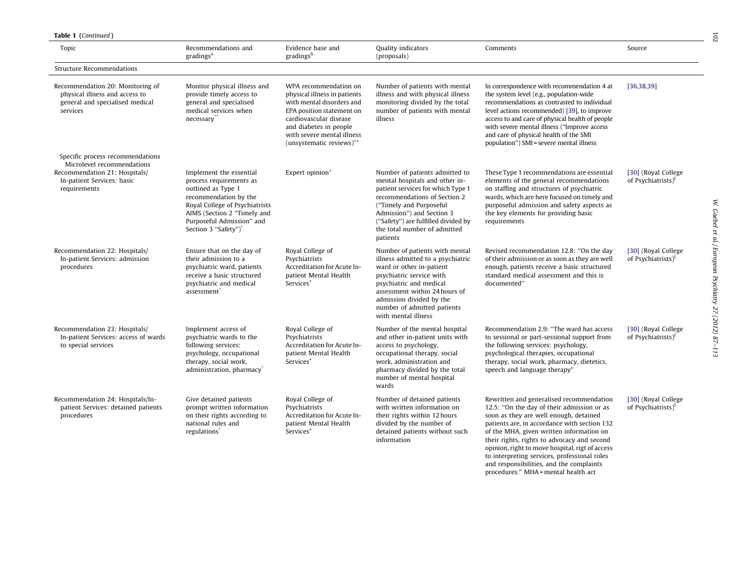**Table 1** (*Continued*)

| Topic | Recommendations and gradings[a] | Evidence base and gradings[b] | Quality indicators (proposals) | Comments | Source |
|---|---|---|---|---|---|
| Structure Recommendations | | | | | |
| Recommendation 20: Monitoring of physical illness and access to general and specialised medical services | Monitor physical illness and provide timely access to general and specialised medical services when necessary** | WPA recommendation on physical illness in patients with mental disorders and EPA position statement on cardiovascular disease and diabetes in people with severe mental illness (unsystematic reviews)++ | Number of patients with mental illness and with physical illness monitoring divided by the total number of patients with mental illness | In correspondence with recommendation 4 at the system level (e.g., population-wide recommendations as contrasted to individual level actions recommended) [39], to improve access to and care of physical health of people with severe mental illness ("Improve access and care of physical health of the SMI population") SMI = severe mental illness | [36,38,39] |
| Specific process recommendations Microlevel recommendations | | | | | |
| Recommendation 21: Hospitals/ In-patient Services: basic requirements | Implement the essential process requirements as outlined as Type 1 recommendation by the Royal College of Psychiatrists AIMS (Section 2 "Timely and Purposeful Admission" and Section 3 "Safety")* | Expert opinion+ | Number of patients admitted to mental hospitals and other in-patient services for which Type 1 recommendations of Section 2 ("Timely and Purposeful Admission") and Section 3 ("Safety") are fulfilled divided by the total number of admitted patients | These Type 1 recommendations are essential elements of the general recommendations on staffing and structures of psychiatric wards, which are here focused on timely and purposeful admission and safety aspects as the key elements for providing basic requirements | [30] (Royal College of Psychiatrists)[f] |
| Recommendation 22: Hospitals/ In-patient Services: admission procedures | Ensure that on the day of their admission to a psychiatric ward, patients receive a basic structured psychiatric and medical assessment* | Royal College of Psychiatrists Accreditation for Acute In-patient Mental Health Services+ | Number of patients with mental illness admitted to a psychiatric ward or other in-patient psychiatric service with psychiatric and medical assessment within 24 hours of admission divided by the number of admitted patients with mental illness | Revised recommendation 12.8: "On the day of their admission or as soon as they are well enough, patients receive a basic structured standard medical assessment and this is documented" | [30] (Royal College of Psychiatrists)[f] |
| Recommendation 23: Hospitals/ In-patient Services: access of wards to special services | Implement access of psychiatric wards to the following services: psychology, occupational therapy, social work, administration, pharmacy* | Royal College of Psychiatrists Accreditation for Acute In-patient Mental Health Services+ | Number of the mental hospital and other in-patient units with access to psychology, occupational therapy, social work, administration and pharmacy divided by the total number of mental hospital wards | Recommendation 2.9: "The ward has access to sessional or part-sessional support from the following services: psychology, psychological therapies, occupational therapy, social work, pharmacy, dietetics, speech and language therapy" | [30] (Royal College of Psychiatrists)[f] |
| Recommendation 24: Hospitals/In-patient Services: detained patients procedures | Give detained patients prompt written information on their rights according to national rules and regulations* | Royal College of Psychiatrists Accreditation for Acute In-patient Mental Health Services+ | Number of detained patients with written information on their rights within 12 hours divided by the number of detained patients without such information | Rewritten and generalised recommendation 12.5: "On the day of their admission or as soon as they are well enough, detained patients are, in accordance with section 132 of the MHA, given written information on their rights, rights to advocacy and second opinion, right to move hospital, rigt of access to interpreting services, professional roles and responsibilities, and the complaints procedures." MHA = mental health act | [30] (Royal College of Psychiatrists)[f] |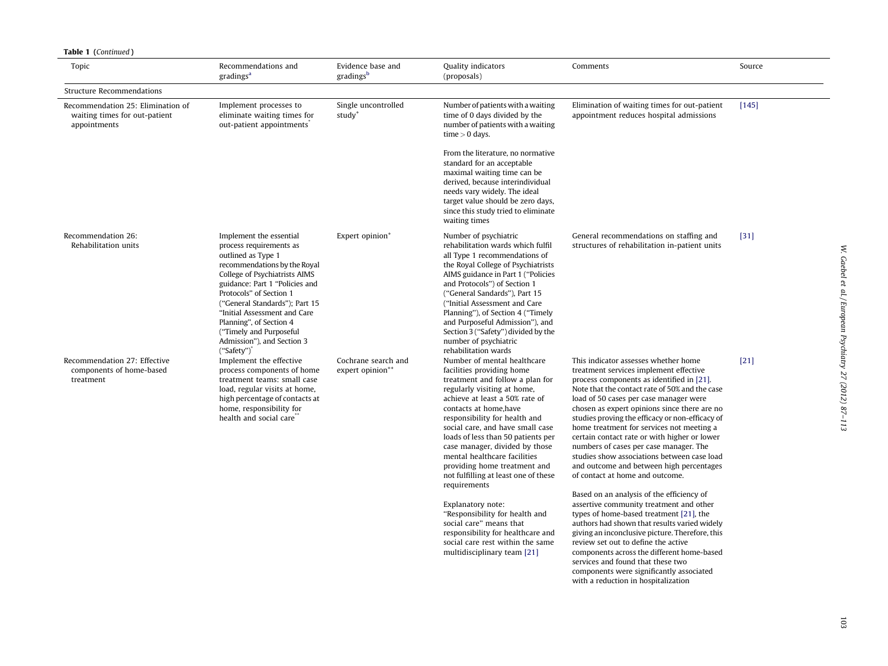**Table 1** (*Continued*)

| Topic | Recommendations and gradings[a] | Evidence base and gradings[b] | Quality indicators (proposals) | Comments | Source |
|---|---|---|---|---|---|
| Structure Recommendations | | | | | |
| Recommendation 25: Elimination of waiting times for out-patient appointments | Implement processes to eliminate waiting times for out-patient appointments[*] | Single uncontrolled study[+] | Number of patients with a waiting time of 0 days divided by the number of patients with a waiting time > 0 days. From the literature, no normative standard for an acceptable maximal waiting time can be derived, because interindividual needs vary widely. The ideal target value should be zero days, since this study tried to eliminate waiting times | Elimination of waiting times for out-patient appointment reduces hospital admissions | [145] |
| Recommendation 26: Rehabilitation units | Implement the essential process requirements as outlined as Type 1 recommendations by the Royal College of Psychiatrists AIMS guidance: Part 1 "Policies and Protocols" of Section 1 ("General Standards"); Part 15 "Initial Assessment and Care Planning", of Section 4 ("Timely and Purposeful Admission"), and Section 3 ("Safety")[*] | Expert opinion[+] | Number of psychiatric rehabilitation wards which fulfil all Type 1 recommendations of the Royal College of Psychiatrists AIMS guidance in Part 1 ("Policies and Protocols") of Section 1 ("General Sandards"), Part 15 ("Initial Assessment and Care Planning"), of Section 4 ("Timely and Purposeful Admission"), and Section 3 ("Safety") divided by the number of psychiatric rehabilitation wards | General recommendations on staffing and structures of rehabilitation in-patient units | [31] |
| Recommendation 27: Effective components of home-based treatment | Implement the effective process components of home treatment teams: small case load, regular visits at home, high percentage of contacts at home, responsibility for health and social care[**] | Cochrane search and expert opinion[++] | Number of mental healthcare facilities providing home treatment and follow a plan for regularly visiting at home, achieve at least a 50% rate of contacts at home,have responsibility for health and social care, and have small case loads of less than 50 patients per case manager, divided by those mental healthcare facilities providing home treatment and not fulfilling at least one of these requirements Explanatory note: "Responsibility for health and social care" means that responsibility for healthcare and social care rest within the same multidisciplinary team [21] | This indicator assesses whether home treatment services implement effective process components as identified in [21]. Note that the contact rate of 50% and the case load of 50 cases per case manager were chosen as expert opinions since there are no studies proving the efficacy or non-efficacy of home treatment for services not meeting a certain contact rate or with higher or lower numbers of cases per case manager. The studies show associations between case load and outcome and between high percentages of contact at home and outcome. Based on an analysis of the efficiency of assertive community treatment and other types of home-based treatment [21], the authors had shown that results varied widely giving an inconclusive picture. Therefore, this review set out to define the active components across the different home-based services and found that these two components were significantly associated with a reduction in hospitalization | [21] |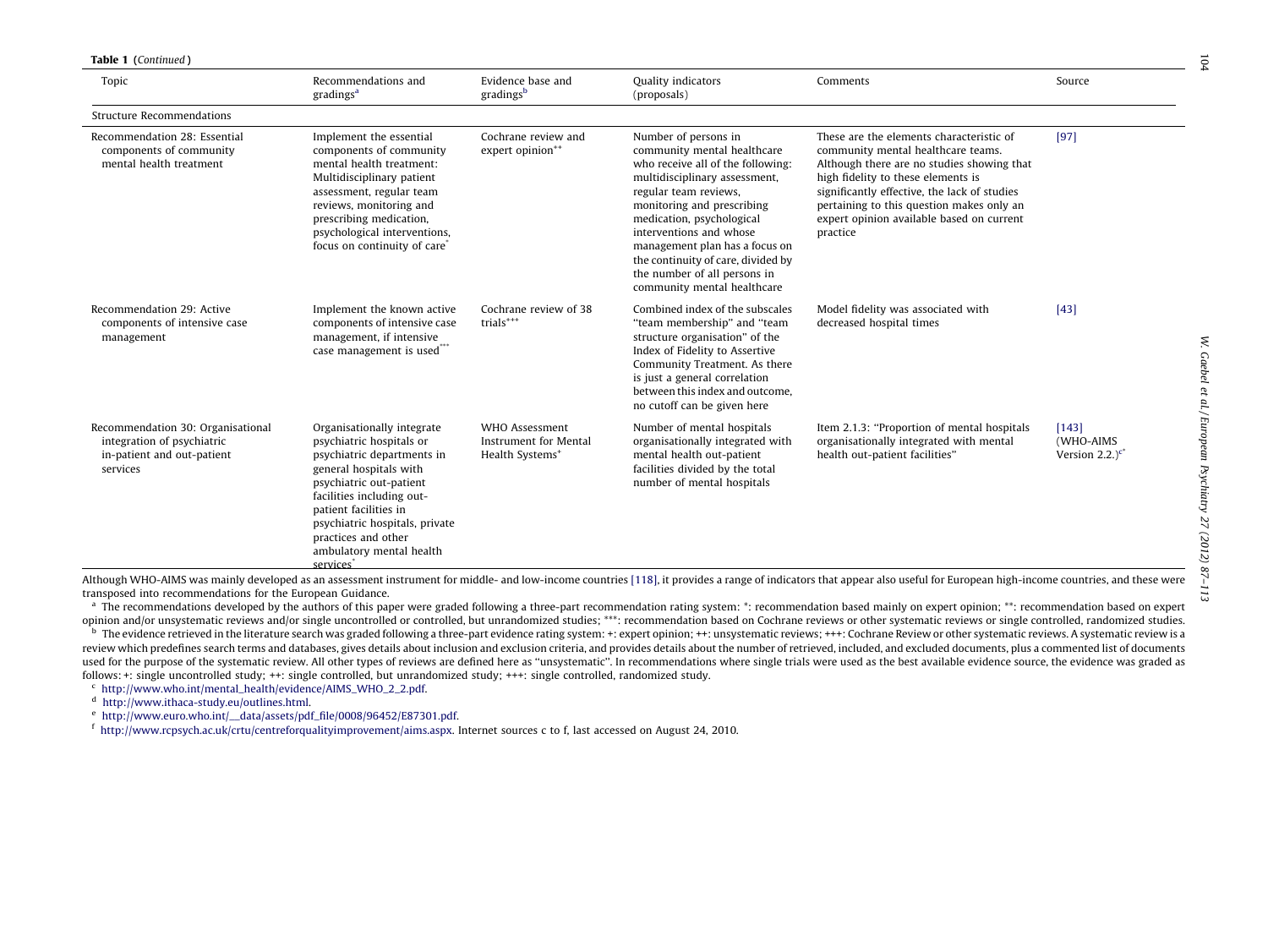**Table 1** (*Continued*)

| Topic | Recommendations and gradings[a] | Evidence base and gradings[b] | Quality indicators (proposals) | Comments | Source |
|---|---|---|---|---|---|
| Structure Recommendations | | | | | |
| Recommendation 28: Essential components of community mental health treatment | Implement the essential components of community mental health treatment: Multidisciplinary patient assessment, regular team reviews, monitoring and prescribing medication, psychological interventions, focus on continuity of care* | Cochrane review and expert opinion++ | Number of persons in community mental healthcare who receive all of the following: multidisciplinary assessment, regular team reviews, monitoring and prescribing medication, psychological interventions and whose management plan has a focus on the continuity of care, divided by the number of all persons in community mental healthcare | These are the elements characteristic of community mental healthcare teams. Although there are no studies showing that high fidelity to these elements is significantly effective, the lack of studies pertaining to this question makes only an expert opinion available based on current practice | [97] |
| Recommendation 29: Active components of intensive case management | Implement the known active components of intensive case management, if intensive case management is used*** | Cochrane review of 38 trials+++ | Combined index of the subscales "team membership" and "team structure organisation" of the Index of Fidelity to Assertive Community Treatment. As there is just a general correlation between this index and outcome, no cutoff can be given here | Model fidelity was associated with decreased hospital times | [43] |
| Recommendation 30: Organisational integration of psychiatric in-patient and out-patient services | Organisationally integrate psychiatric hospitals or psychiatric departments in general hospitals with psychiatric out-patient facilities including out-patient facilities in psychiatric hospitals, private practices and other ambulatory mental health services* | WHO Assessment Instrument for Mental Health Systems+ | Number of mental hospitals organisationally integrated with mental health out-patient facilities divided by the total number of mental hospitals | Item 2.1.3: "Proportion of mental hospitals organisationally integrated with mental health out-patient facilities" | [143] (WHO-AIMS Version 2.2.)[c*] |

Although WHO-AIMS was mainly developed as an assessment instrument for middle- and low-income countries [118], it provides a range of indicators that appear also useful for European high-income countries, and these were transposed into recommendations for the European Guidance.

[a] The recommendations developed by the authors of this paper were graded following a three-part recommendation rating system: *: recommendation based mainly on expert opinion; **: recommendation based on expert opinion and/or unsystematic reviews and/or single uncontrolled or controlled, but unrandomized studies; ***: recommendation based on Cochrane reviews or other systematic reviews or single controlled, randomized studies.

[b] The evidence retrieved in the literature search was graded following a three-part evidence rating system: +: expert opinion; ++: unsystematic reviews; +++: Cochrane Review or other systematic reviews. A systematic review is a review which predefines search terms and databases, gives details about inclusion and exclusion criteria, and provides details about the number of retrieved, included, and excluded documents, plus a commented list of documents used for the purpose of the systematic review. All other types of reviews are defined here as "unsystematic". In recommendations where single trials were used as the best available evidence source, the evidence was graded as follows: +: single uncontrolled study; ++: single controlled, but unrandomized study; +++: single controlled, randomized study.

[c] http://www.who.int/mental_health/evidence/AIMS_WHO_2_2.pdf.

[d] http://www.ithaca-study.eu/outlines.html.

[e] http://www.euro.who.int/__data/assets/pdf_file/0008/96452/E87301.pdf.

[f] http://www.rcpsych.ac.uk/crtu/centreforqualityimprovement/aims.aspx. Internet sources c to f, last accessed on August 24, 2010.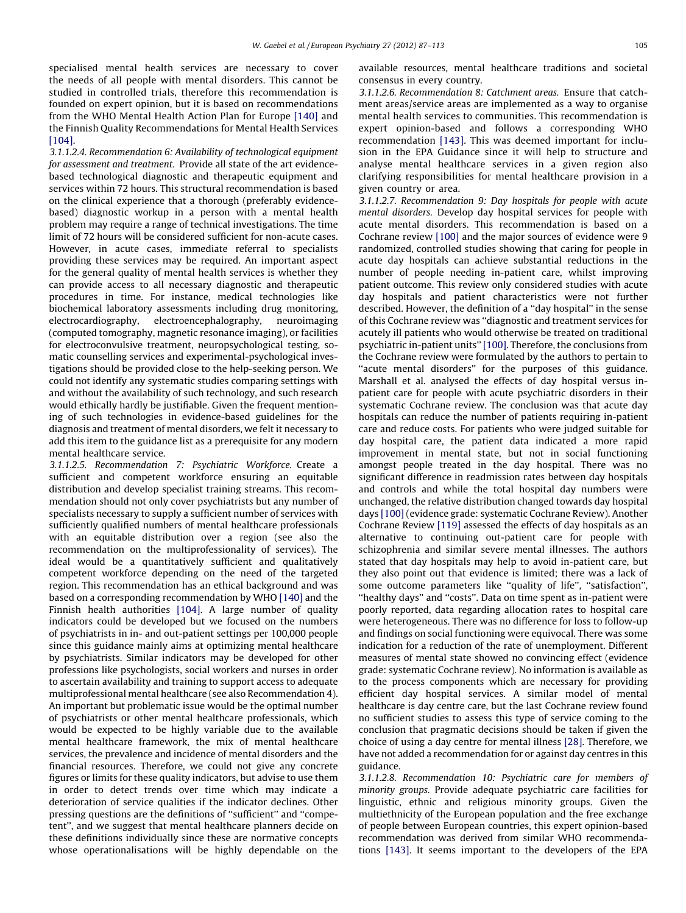specialised mental health services are necessary to cover the needs of all people with mental disorders. This cannot be studied in controlled trials, therefore this recommendation is founded on expert opinion, but it is based on recommendations from the WHO Mental Health Action Plan for Europe [140] and the Finnish Quality Recommendations for Mental Health Services [104].

*3.1.1.2.4. Recommendation 6: Availability of technological equipment for assessment and treatment.* Provide all state of the art evidence-based technological diagnostic and therapeutic equipment and services within 72 hours. This structural recommendation is based on the clinical experience that a thorough (preferably evidence-based) diagnostic workup in a person with a mental health problem may require a range of technical investigations. The time limit of 72 hours will be considered sufficient for non-acute cases. However, in acute cases, immediate referral to specialists providing these services may be required. An important aspect for the general quality of mental health services is whether they can provide access to all necessary diagnostic and therapeutic procedures in time. For instance, medical technologies like biochemical laboratory assessments including drug monitoring, electrocardiography, electroencephalography, neuroimaging (computed tomography, magnetic resonance imaging), or facilities for electroconvulsive treatment, neuropsychological testing, somatic counselling services and experimental-psychological investigations should be provided close to the help-seeking person. We could not identify any systematic studies comparing settings with and without the availability of such technology, and such research would ethically hardly be justifiable. Given the frequent mentioning of such technologies in evidence-based guidelines for the diagnosis and treatment of mental disorders, we felt it necessary to add this item to the guidance list as a prerequisite for any modern mental healthcare service.

*3.1.1.2.5. Recommendation 7: Psychiatric Workforce.* Create a sufficient and competent workforce ensuring an equitable distribution and develop specialist training streams. This recommendation should not only cover psychiatrists but any number of specialists necessary to supply a sufficient number of services with sufficiently qualified numbers of mental healthcare professionals with an equitable distribution over a region (see also the recommendation on the multiprofessionality of services). The ideal would be a quantitatively sufficient and qualitatively competent workforce depending on the need of the targeted region. This recommendation has an ethical background and was based on a corresponding recommendation by WHO [140] and the Finnish health authorities [104]. A large number of quality indicators could be developed but we focused on the numbers of psychiatrists in in- and out-patient settings per 100,000 people since this guidance mainly aims at optimizing mental healthcare by psychiatrists. Similar indicators may be developed for other professions like psychologists, social workers and nurses in order to ascertain availability and training to support access to adequate multiprofessional mental healthcare (see also Recommendation 4). An important but problematic issue would be the optimal number of psychiatrists or other mental healthcare professionals, which would be expected to be highly variable due to the available mental healthcare framework, the mix of mental healthcare services, the prevalence and incidence of mental disorders and the financial resources. Therefore, we could not give any concrete figures or limits for these quality indicators, but advise to use them in order to detect trends over time which may indicate a deterioration of service qualities if the indicator declines. Other pressing questions are the definitions of ''sufficient'' and ''competent'', and we suggest that mental healthcare planners decide on these definitions individually since these are normative concepts whose operationalisations will be highly dependable on the available resources, mental healthcare traditions and societal consensus in every country.

*3.1.1.2.6. Recommendation 8: Catchment areas.* Ensure that catchment areas/service areas are implemented as a way to organise mental health services to communities. This recommendation is expert opinion-based and follows a corresponding WHO recommendation [143]. This was deemed important for inclusion in the EPA Guidance since it will help to structure and analyse mental healthcare services in a given region also clarifying responsibilities for mental healthcare provision in a given country or area.

*3.1.1.2.7. Recommendation 9: Day hospitals for people with acute mental disorders.* Develop day hospital services for people with acute mental disorders. This recommendation is based on a Cochrane review [100] and the major sources of evidence were 9 randomized, controlled studies showing that caring for people in acute day hospitals can achieve substantial reductions in the number of people needing in-patient care, whilst improving patient outcome. This review only considered studies with acute day hospitals and patient characteristics were not further described. However, the definition of a ''day hospital'' in the sense of this Cochrane review was ''diagnostic and treatment services for acutely ill patients who would otherwise be treated on traditional psychiatric in-patient units'' [100]. Therefore, the conclusions from the Cochrane review were formulated by the authors to pertain to ''acute mental disorders'' for the purposes of this guidance. Marshall et al. analysed the effects of day hospital versus in-patient care for people with acute psychiatric disorders in their systematic Cochrane review. The conclusion was that acute day hospitals can reduce the number of patients requiring in-patient care and reduce costs. For patients who were judged suitable for day hospital care, the patient data indicated a more rapid improvement in mental state, but not in social functioning amongst people treated in the day hospital. There was no significant difference in readmission rates between day hospitals and controls and while the total hospital day numbers were unchanged, the relative distribution changed towards day hospital days [100] (evidence grade: systematic Cochrane Review). Another Cochrane Review [119] assessed the effects of day hospitals as an alternative to continuing out-patient care for people with schizophrenia and similar severe mental illnesses. The authors stated that day hospitals may help to avoid in-patient care, but they also point out that evidence is limited; there was a lack of some outcome parameters like ''quality of life'', ''satisfaction'', ''healthy days'' and ''costs''. Data on time spent as in-patient were poorly reported, data regarding allocation rates to hospital care were heterogeneous. There was no difference for loss to follow-up and findings on social functioning were equivocal. There was some indication for a reduction of the rate of unemployment. Different measures of mental state showed no convincing effect (evidence grade: systematic Cochrane review). No information is available as to the process components which are necessary for providing efficient day hospital services. A similar model of mental healthcare is day centre care, but the last Cochrane review found no sufficient studies to assess this type of service coming to the conclusion that pragmatic decisions should be taken if given the choice of using a day centre for mental illness [28]. Therefore, we have not added a recommendation for or against day centres in this guidance.

*3.1.1.2.8. Recommendation 10: Psychiatric care for members of minority groups.* Provide adequate psychiatric care facilities for linguistic, ethnic and religious minority groups. Given the multiethnicity of the European population and the free exchange of people between European countries, this expert opinion-based recommendation was derived from similar WHO recommendations [143]. It seems important to the developers of the EPA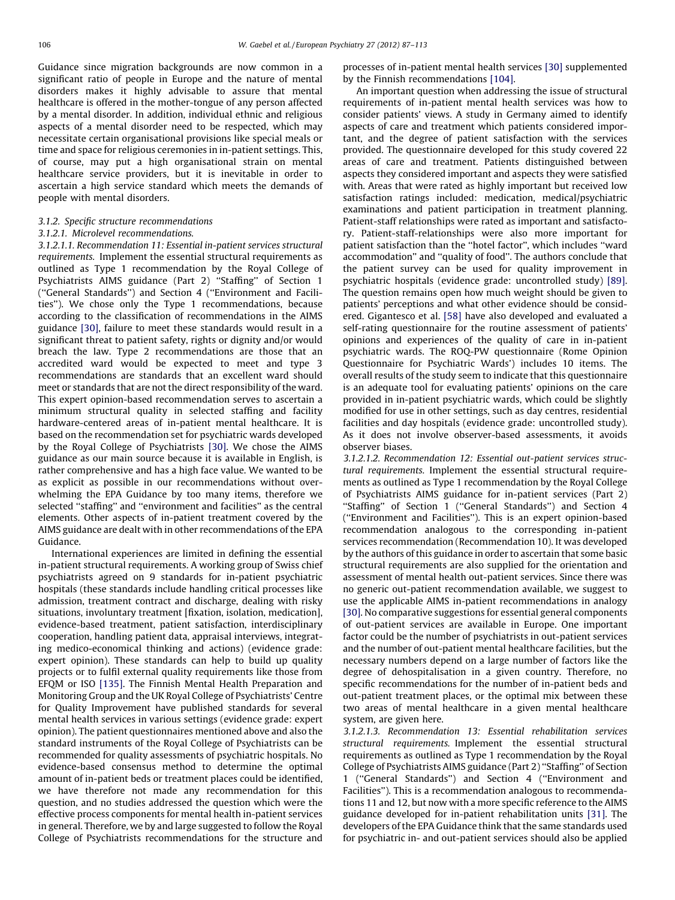Guidance since migration backgrounds are now common in a significant ratio of people in Europe and the nature of mental disorders makes it highly advisable to assure that mental healthcare is offered in the mother-tongue of any person affected by a mental disorder. In addition, individual ethnic and religious aspects of a mental disorder need to be respected, which may necessitate certain organisational provisions like special meals or time and space for religious ceremonies in in-patient settings. This, of course, may put a high organisational strain on mental healthcare service providers, but it is inevitable in order to ascertain a high service standard which meets the demands of people with mental disorders.

### 3.1.2. Specific structure recommendations

#### 3.1.2.1. Microlevel recommendations.

*3.1.2.1.1. Recommendation 11: Essential in-patient services structural requirements.* Implement the essential structural requirements as outlined as Type 1 recommendation by the Royal College of Psychiatrists AIMS guidance (Part 2) ''Staffing'' of Section 1 (''General Standards'') and Section 4 (''Environment and Facilities''). We chose only the Type 1 recommendations, because according to the classification of recommendations in the AIMS guidance [30], failure to meet these standards would result in a significant threat to patient safety, rights or dignity and/or would breach the law. Type 2 recommendations are those that an accredited ward would be expected to meet and type 3 recommendations are standards that an excellent ward should meet or standards that are not the direct responsibility of the ward. This expert opinion-based recommendation serves to ascertain a minimum structural quality in selected staffing and facility hardware-centered areas of in-patient mental healthcare. It is based on the recommendation set for psychiatric wards developed by the Royal College of Psychiatrists [30]. We chose the AIMS guidance as our main source because it is available in English, is rather comprehensive and has a high face value. We wanted to be as explicit as possible in our recommendations without overwhelming the EPA Guidance by too many items, therefore we selected ''staffing'' and ''environment and facilities'' as the central elements. Other aspects of in-patient treatment covered by the AIMS guidance are dealt with in other recommendations of the EPA Guidance.

International experiences are limited in defining the essential in-patient structural requirements. A working group of Swiss chief psychiatrists agreed on 9 standards for in-patient psychiatric hospitals (these standards include handling critical processes like admission, treatment contract and discharge, dealing with risky situations, involuntary treatment [fixation, isolation, medication], evidence-based treatment, patient satisfaction, interdisciplinary cooperation, handling patient data, appraisal interviews, integrating medico-economical thinking and actions) (evidence grade: expert opinion). These standards can help to build up quality projects or to fulfil external quality requirements like those from EFQM or ISO [135]. The Finnish Mental Health Preparation and Monitoring Group and the UK Royal College of Psychiatrists' Centre for Quality Improvement have published standards for several mental health services in various settings (evidence grade: expert opinion). The patient questionnaires mentioned above and also the standard instruments of the Royal College of Psychiatrists can be recommended for quality assessments of psychiatric hospitals. No evidence-based consensus method to determine the optimal amount of in-patient beds or treatment places could be identified, we have therefore not made any recommendation for this question, and no studies addressed the question which were the effective process components for mental health in-patient services in general. Therefore, we by and large suggested to follow the Royal College of Psychiatrists recommendations for the structure and processes of in-patient mental health services [30] supplemented by the Finnish recommendations [104].

An important question when addressing the issue of structural requirements of in-patient mental health services was how to consider patients' views. A study in Germany aimed to identify aspects of care and treatment which patients considered important, and the degree of patient satisfaction with the services provided. The questionnaire developed for this study covered 22 areas of care and treatment. Patients distinguished between aspects they considered important and aspects they were satisfied with. Areas that were rated as highly important but received low satisfaction ratings included: medication, medical/psychiatric examinations and patient participation in treatment planning. Patient-staff relationships were rated as important and satisfactory. Patient-staff-relationships were also more important for patient satisfaction than the ''hotel factor'', which includes ''ward accommodation'' and ''quality of food''. The authors conclude that the patient survey can be used for quality improvement in psychiatric hospitals (evidence grade: uncontrolled study) [89]. The question remains open how much weight should be given to patients' perceptions and what other evidence should be considered. Gigantesco et al. [58] have also developed and evaluated a self-rating questionnaire for the routine assessment of patients' opinions and experiences of the quality of care in in-patient psychiatric wards. The ROQ-PW questionnaire (Rome Opinion Questionnaire for Psychiatric Wards') includes 10 items. The overall results of the study seem to indicate that this questionnaire is an adequate tool for evaluating patients' opinions on the care provided in in-patient psychiatric wards, which could be slightly modified for use in other settings, such as day centres, residential facilities and day hospitals (evidence grade: uncontrolled study). As it does not involve observer-based assessments, it avoids observer biases.

*3.1.2.1.2. Recommendation 12: Essential out-patient services structural requirements.* Implement the essential structural requirements as outlined as Type 1 recommendation by the Royal College of Psychiatrists AIMS guidance for in-patient services (Part 2) ''Staffing'' of Section 1 (''General Standards'') and Section 4 (''Environment and Facilities''). This is an expert opinion-based recommendation analogous to the corresponding in-patient services recommendation (Recommendation 10). It was developed by the authors of this guidance in order to ascertain that some basic structural requirements are also supplied for the orientation and assessment of mental health out-patient services. Since there was no generic out-patient recommendation available, we suggest to use the applicable AIMS in-patient recommendations in analogy [30]. No comparative suggestions for essential general components of out-patient services are available in Europe. One important factor could be the number of psychiatrists in out-patient services and the number of out-patient mental healthcare facilities, but the necessary numbers depend on a large number of factors like the degree of dehospitalisation in a given country. Therefore, no specific recommendations for the number of in-patient beds and out-patient treatment places, or the optimal mix between these two areas of mental healthcare in a given mental healthcare system, are given here.

*3.1.2.1.3. Recommendation 13: Essential rehabilitation services structural requirements.* Implement the essential structural requirements as outlined as Type 1 recommendation by the Royal College of Psychiatrists AIMS guidance (Part 2) ''Staffing'' of Section 1 (''General Standards'') and Section 4 (''Environment and Facilities''). This is a recommendation analogous to recommendations 11 and 12, but now with a more specific reference to the AIMS guidance developed for in-patient rehabilitation units [31]. The developers of the EPA Guidance think that the same standards used for psychiatric in- and out-patient services should also be applied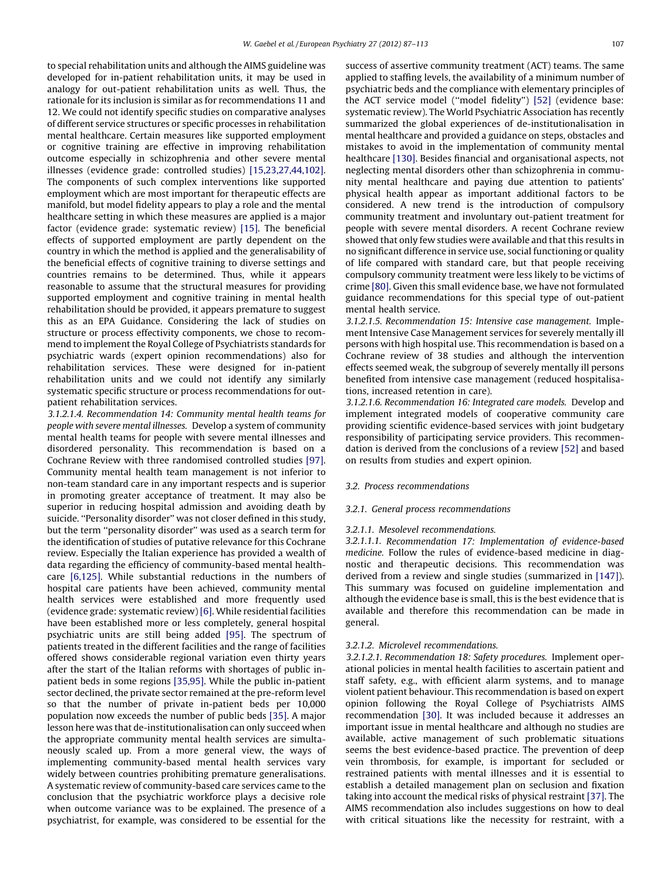to special rehabilitation units and although the AIMS guideline was developed for in-patient rehabilitation units, it may be used in analogy for out-patient rehabilitation units as well. Thus, the rationale for its inclusion is similar as for recommendations 11 and 12. We could not identify specific studies on comparative analyses of different service structures or specific processes in rehabilitation mental healthcare. Certain measures like supported employment or cognitive training are effective in improving rehabilitation outcome especially in schizophrenia and other severe mental illnesses (evidence grade: controlled studies) [15,23,27,44,102]. The components of such complex interventions like supported employment which are most important for therapeutic effects are manifold, but model fidelity appears to play a role and the mental healthcare setting in which these measures are applied is a major factor (evidence grade: systematic review) [15]. The beneficial effects of supported employment are partly dependent on the country in which the method is applied and the generalisability of the beneficial effects of cognitive training to diverse settings and countries remains to be determined. Thus, while it appears reasonable to assume that the structural measures for providing supported employment and cognitive training in mental health rehabilitation should be provided, it appears premature to suggest this as an EPA Guidance. Considering the lack of studies on structure or process effectivity components, we chose to recommend to implement the Royal College of Psychiatrists standards for psychiatric wards (expert opinion recommendations) also for rehabilitation services. These were designed for in-patient rehabilitation units and we could not identify any similarly systematic specific structure or process recommendations for out-patient rehabilitation services.

3.1.2.1.4. *Recommendation 14: Community mental health teams for people with severe mental illnesses.* Develop a system of community mental health teams for people with severe mental illnesses and disordered personality. This recommendation is based on a Cochrane Review with three randomised controlled studies [97]. Community mental health team management is not inferior to non-team standard care in any important respects and is superior in promoting greater acceptance of treatment. It may also be superior in reducing hospital admission and avoiding death by suicide. ''Personality disorder'' was not closer defined in this study, but the term ''personality disorder'' was used as a search term for the identification of studies of putative relevance for this Cochrane review. Especially the Italian experience has provided a wealth of data regarding the efficiency of community-based mental healthcare [6,125]. While substantial reductions in the numbers of hospital care patients have been achieved, community mental health services were established and more frequently used (evidence grade: systematic review) [6]. While residential facilities have been established more or less completely, general hospital psychiatric units are still being added [95]. The spectrum of patients treated in the different facilities and the range of facilities offered shows considerable regional variation even thirty years after the start of the Italian reforms with shortages of public in-patient beds in some regions [35,95]. While the public in-patient sector declined, the private sector remained at the pre-reform level so that the number of private in-patient beds per 10,000 population now exceeds the number of public beds [35]. A major lesson here was that de-institutionalisation can only succeed when the appropriate community mental health services are simultaneously scaled up. From a more general view, the ways of implementing community-based mental health services vary widely between countries prohibiting premature generalisations. A systematic review of community-based care services came to the conclusion that the psychiatric workforce plays a decisive role when outcome variance was to be explained. The presence of a psychiatrist, for example, was considered to be essential for the success of assertive community treatment (ACT) teams. The same applied to staffing levels, the availability of a minimum number of psychiatric beds and the compliance with elementary principles of the ACT service model (''model fidelity'') [52] (evidence base: systematic review). The World Psychiatric Association has recently summarized the global experiences of de-institutionalisation in mental healthcare and provided a guidance on steps, obstacles and mistakes to avoid in the implementation of community mental healthcare [130]. Besides financial and organisational aspects, not neglecting mental disorders other than schizophrenia in community mental healthcare and paying due attention to patients' physical health appear as important additional factors to be considered. A new trend is the introduction of compulsory community treatment and involuntary out-patient treatment for people with severe mental disorders. A recent Cochrane review showed that only few studies were available and that this results in no significant difference in service use, social functioning or quality of life compared with standard care, but that people receiving compulsory community treatment were less likely to be victims of crime [80]. Given this small evidence base, we have not formulated guidance recommendations for this special type of out-patient mental health service.

3.1.2.1.5. *Recommendation 15: Intensive case management.* Implement Intensive Case Management services for severely mentally ill persons with high hospital use. This recommendation is based on a Cochrane review of 38 studies and although the intervention effects seemed weak, the subgroup of severely mentally ill persons benefited from intensive case management (reduced hospitalisations, increased retention in care).

3.1.2.1.6. *Recommendation 16: Integrated care models.* Develop and implement integrated models of cooperative community care providing scientific evidence-based services with joint budgetary responsibility of participating service providers. This recommendation is derived from the conclusions of a review [52] and based on results from studies and expert opinion.

### 3.2. Process recommendations

#### 3.2.1. General process recommendations

##### 3.2.1.1. Mesolevel recommendations.

3.2.1.1.1. *Recommendation 17: Implementation of evidence-based medicine.* Follow the rules of evidence-based medicine in diagnostic and therapeutic decisions. This recommendation was derived from a review and single studies (summarized in [147]). This summary was focused on guideline implementation and although the evidence base is small, this is the best evidence that is available and therefore this recommendation can be made in general.

##### 3.2.1.2. Microlevel recommendations.

3.2.1.2.1. *Recommendation 18: Safety procedures.* Implement operational policies in mental health facilities to ascertain patient and staff safety, e.g., with efficient alarm systems, and to manage violent patient behaviour. This recommendation is based on expert opinion following the Royal College of Psychiatrists AIMS recommendation [30]. It was included because it addresses an important issue in mental healthcare and although no studies are available, active management of such problematic situations seems the best evidence-based practice. The prevention of deep vein thrombosis, for example, is important for secluded or restrained patients with mental illnesses and it is essential to establish a detailed management plan on seclusion and fixation taking into account the medical risks of physical restraint [37]. The AIMS recommendation also includes suggestions on how to deal with critical situations like the necessity for restraint, with a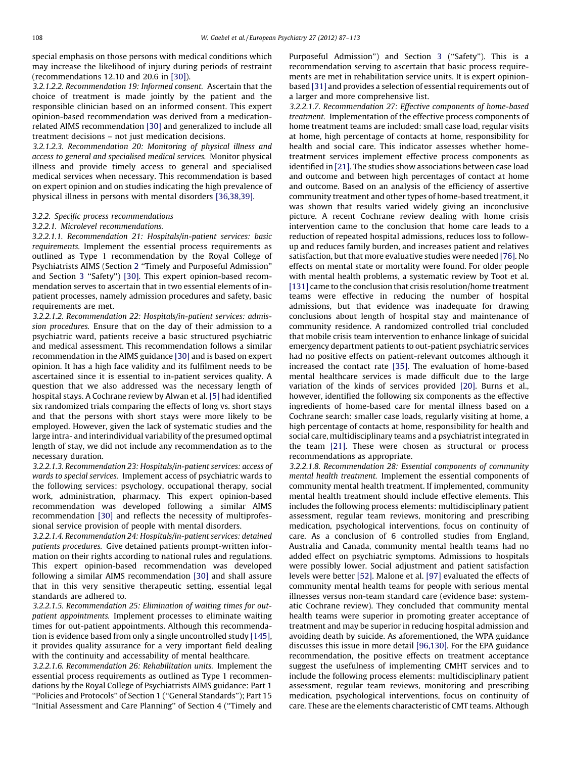special emphasis on those persons with medical conditions which may increase the likelihood of injury during periods of restraint (recommendations 12.10 and 20.6 in [30]).

*3.2.1.2.2. Recommendation 19: Informed consent.* Ascertain that the choice of treatment is made jointly by the patient and the responsible clinician based on an informed consent. This expert opinion-based recommendation was derived from a medication-related AIMS recommendation [30] and generalized to include all treatment decisions – not just medication decisions.

*3.2.1.2.3. Recommendation 20: Monitoring of physical illness and access to general and specialised medical services.* Monitor physical illness and provide timely access to general and specialised medical services when necessary. This recommendation is based on expert opinion and on studies indicating the high prevalence of physical illness in persons with mental disorders [36,38,39].

### 3.2.2. Specific process recommendations

#### 3.2.2.1. Microlevel recommendations.

*3.2.2.1.1. Recommendation 21: Hospitals/in-patient services: basic requirements.* Implement the essential process requirements as outlined as Type 1 recommendation by the Royal College of Psychiatrists AIMS (Section 2 "Timely and Purposeful Admission" and Section 3 "Safety") [30]. This expert opinion-based recommendation serves to ascertain that in two essential elements of in-patient processes, namely admission procedures and safety, basic requirements are met.

*3.2.2.1.2. Recommendation 22: Hospitals/in-patient services: admission procedures.* Ensure that on the day of their admission to a psychiatric ward, patients receive a basic structured psychiatric and medical assessment. This recommendation follows a similar recommendation in the AIMS guidance [30] and is based on expert opinion. It has a high face validity and its fulfilment needs to be ascertained since it is essential to in-patient services quality. A question that we also addressed was the necessary length of hospital stays. A Cochrane review by Alwan et al. [5] had identified six randomized trials comparing the effects of long vs. short stays and that the persons with short stays were more likely to be employed. However, given the lack of systematic studies and the large intra- and interindividual variability of the presumed optimal length of stay, we did not include any recommendation as to the necessary duration.

*3.2.2.1.3. Recommendation 23: Hospitals/in-patient services: access of wards to special services.* Implement access of psychiatric wards to the following services: psychology, occupational therapy, social work, administration, pharmacy. This expert opinion-based recommendation was developed following a similar AIMS recommendation [30] and reflects the necessity of multiprofessional service provision of people with mental disorders.

*3.2.2.1.4. Recommendation 24: Hospitals/in-patient services: detained patients procedures.* Give detained patients prompt-written information on their rights according to national rules and regulations. This expert opinion-based recommendation was developed following a similar AIMS recommendation [30] and shall assure that in this very sensitive therapeutic setting, essential legal standards are adhered to.

*3.2.2.1.5. Recommendation 25: Elimination of waiting times for outpatient appointments.* Implement processes to eliminate waiting times for out-patient appointments. Although this recommendation is evidence based from only a single uncontrolled study [145], it provides quality assurance for a very important field dealing with the continuity and accessability of mental healthcare.

*3.2.2.1.6. Recommendation 26: Rehabilitation units.* Implement the essential process requirements as outlined as Type 1 recommendations by the Royal College of Psychiatrists AIMS guidance: Part 1 "Policies and Protocols" of Section 1 ("General Standards"); Part 15 "Initial Assessment and Care Planning" of Section 4 ("Timely and Purposeful Admission") and Section 3 ("Safety"). This is a recommendation serving to ascertain that basic process requirements are met in rehabilitation service units. It is expert opinion-based [31] and provides a selection of essential requirements out of a larger and more comprehensive list.

*3.2.2.1.7. Recommendation 27: Effective components of home-based treatment.* Implementation of the effective process components of home treatment teams are included: small case load, regular visits at home, high percentage of contacts at home, responsibility for health and social care. This indicator assesses whether home-treatment services implement effective process components as identified in [21]. The studies show associations between case load and outcome and between high percentages of contact at home and outcome. Based on an analysis of the efficiency of assertive community treatment and other types of home-based treatment, it was shown that results varied widely giving an inconclusive picture. A recent Cochrane review dealing with home crisis intervention came to the conclusion that home care leads to a reduction of repeated hospital admissions, reduces loss to follow-up and reduces family burden, and increases patient and relatives satisfaction, but that more evaluative studies were needed [76]. No effects on mental state or mortality were found. For older people with mental health problems, a systematic review by Toot et al. [131] came to the conclusion that crisis resolution/home treatment teams were effective in reducing the number of hospital admissions, but that evidence was inadequate for drawing conclusions about length of hospital stay and maintenance of community residence. A randomized controlled trial concluded that mobile crisis team intervention to enhance linkage of suicidal emergency department patients to out-patient psychiatric services had no positive effects on patient-relevant outcomes although it increased the contact rate [35]. The evaluation of home-based mental healthcare services is made difficult due to the large variation of the kinds of services provided [20]. Burns et al., however, identified the following six components as the effective ingredients of home-based care for mental illness based on a Cochrane search: smaller case loads, regularly visiting at home, a high percentage of contacts at home, responsibility for health and social care, multidisciplinary teams and a psychiatrist integrated in the team [21]. These were chosen as structural or process recommendations as appropriate.

*3.2.2.1.8. Recommendation 28: Essential components of community mental health treatment.* Implement the essential components of community mental health treatment. If implemented, community mental health treatment should include effective elements. This includes the following process elements: multidisciplinary patient assessment, regular team reviews, monitoring and prescribing medication, psychological interventions, focus on continuity of care. As a conclusion of 6 controlled studies from England, Australia and Canada, community mental health teams had no added effect on psychiatric symptoms. Admissions to hospitals were possibly lower. Social adjustment and patient satisfaction levels were better [52]. Malone et al. [97] evaluated the effects of community mental health teams for people with serious mental illnesses versus non-team standard care (evidence base: systematic Cochrane review). They concluded that community mental health teams were superior in promoting greater acceptance of treatment and may be superior in reducing hospital admission and avoiding death by suicide. As aforementioned, the WPA guidance discusses this issue in more detail [96,130]. For the EPA guidance recommendation, the positive effects on treatment acceptance suggest the usefulness of implementing CMHT services and to include the following process elements: multidisciplinary patient assessment, regular team reviews, monitoring and prescribing medication, psychological interventions, focus on continuity of care. These are the elements characteristic of CMT teams. Although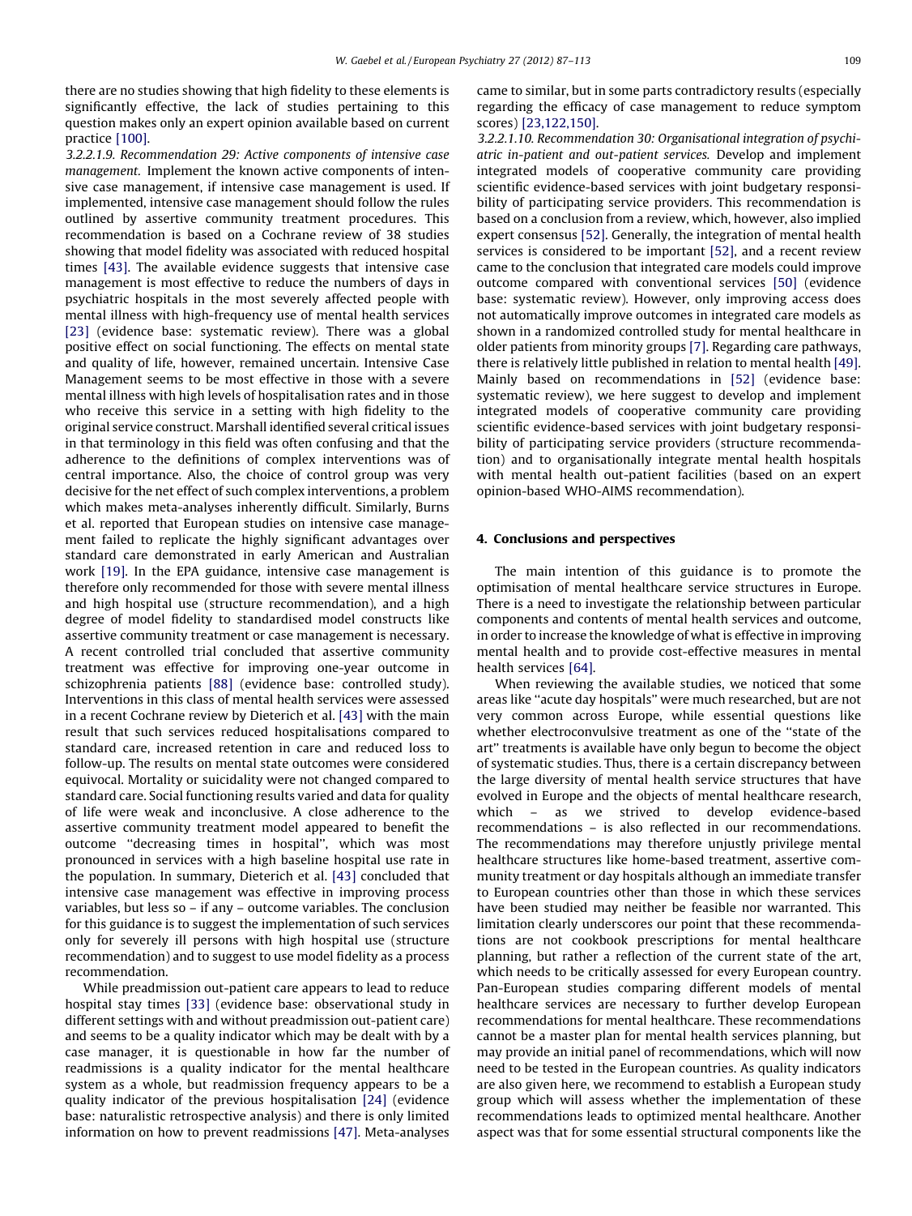there are no studies showing that high fidelity to these elements is significantly effective, the lack of studies pertaining to this question makes only an expert opinion available based on current practice [100].

*3.2.2.1.9. Recommendation 29: Active components of intensive case management.* Implement the known active components of intensive case management, if intensive case management is used. If implemented, intensive case management should follow the rules outlined by assertive community treatment procedures. This recommendation is based on a Cochrane review of 38 studies showing that model fidelity was associated with reduced hospital times [43]. The available evidence suggests that intensive case management is most effective to reduce the numbers of days in psychiatric hospitals in the most severely affected people with mental illness with high-frequency use of mental health services [23] (evidence base: systematic review). There was a global positive effect on social functioning. The effects on mental state and quality of life, however, remained uncertain. Intensive Case Management seems to be most effective in those with a severe mental illness with high levels of hospitalisation rates and in those who receive this service in a setting with high fidelity to the original service construct. Marshall identified several critical issues in that terminology in this field was often confusing and that the adherence to the definitions of complex interventions was of central importance. Also, the choice of control group was very decisive for the net effect of such complex interventions, a problem which makes meta-analyses inherently difficult. Similarly, Burns et al. reported that European studies on intensive case management failed to replicate the highly significant advantages over standard care demonstrated in early American and Australian work [19]. In the EPA guidance, intensive case management is therefore only recommended for those with severe mental illness and high hospital use (structure recommendation), and a high degree of model fidelity to standardised model constructs like assertive community treatment or case management is necessary. A recent controlled trial concluded that assertive community treatment was effective for improving one-year outcome in schizophrenia patients [88] (evidence base: controlled study). Interventions in this class of mental health services were assessed in a recent Cochrane review by Dieterich et al. [43] with the main result that such services reduced hospitalisations compared to standard care, increased retention in care and reduced loss to follow-up. The results on mental state outcomes were considered equivocal. Mortality or suicidality were not changed compared to standard care. Social functioning results varied and data for quality of life were weak and inconclusive. A close adherence to the assertive community treatment model appeared to benefit the outcome ''decreasing times in hospital'', which was most pronounced in services with a high baseline hospital use rate in the population. In summary, Dieterich et al. [43] concluded that intensive case management was effective in improving process variables, but less so – if any – outcome variables. The conclusion for this guidance is to suggest the implementation of such services only for severely ill persons with high hospital use (structure recommendation) and to suggest to use model fidelity as a process recommendation.

While preadmission out-patient care appears to lead to reduce hospital stay times [33] (evidence base: observational study in different settings with and without preadmission out-patient care) and seems to be a quality indicator which may be dealt with by a case manager, it is questionable in how far the number of readmissions is a quality indicator for the mental healthcare system as a whole, but readmission frequency appears to be a quality indicator of the previous hospitalisation [24] (evidence base: naturalistic retrospective analysis) and there is only limited information on how to prevent readmissions [47]. Meta-analyses came to similar, but in some parts contradictory results (especially regarding the efficacy of case management to reduce symptom scores) [23,122,150].

*3.2.2.1.10. Recommendation 30: Organisational integration of psychiatric in-patient and out-patient services.* Develop and implement integrated models of cooperative community care providing scientific evidence-based services with joint budgetary responsibility of participating service providers. This recommendation is based on a conclusion from a review, which, however, also implied expert consensus [52]. Generally, the integration of mental health services is considered to be important [52], and a recent review came to the conclusion that integrated care models could improve outcome compared with conventional services [50] (evidence base: systematic review). However, only improving access does not automatically improve outcomes in integrated care models as shown in a randomized controlled study for mental healthcare in older patients from minority groups [7]. Regarding care pathways, there is relatively little published in relation to mental health [49]. Mainly based on recommendations in [52] (evidence base: systematic review), we here suggest to develop and implement integrated models of cooperative community care providing scientific evidence-based services with joint budgetary responsibility of participating service providers (structure recommendation) and to organisationally integrate mental health hospitals with mental health out-patient facilities (based on an expert opinion-based WHO-AIMS recommendation).

## 4. Conclusions and perspectives

The main intention of this guidance is to promote the optimisation of mental healthcare service structures in Europe. There is a need to investigate the relationship between particular components and contents of mental health services and outcome, in order to increase the knowledge of what is effective in improving mental health and to provide cost-effective measures in mental health services [64].

When reviewing the available studies, we noticed that some areas like ''acute day hospitals'' were much researched, but are not very common across Europe, while essential questions like whether electroconvulsive treatment as one of the ''state of the art'' treatments is available have only begun to become the object of systematic studies. Thus, there is a certain discrepancy between the large diversity of mental health service structures that have evolved in Europe and the objects of mental healthcare research, which – as we strived to develop evidence-based recommendations – is also reflected in our recommendations. The recommendations may therefore unjustly privilege mental healthcare structures like home-based treatment, assertive community treatment or day hospitals although an immediate transfer to European countries other than those in which these services have been studied may neither be feasible nor warranted. This limitation clearly underscores our point that these recommendations are not cookbook prescriptions for mental healthcare planning, but rather a reflection of the current state of the art, which needs to be critically assessed for every European country. Pan-European studies comparing different models of mental healthcare services are necessary to further develop European recommendations for mental healthcare. These recommendations cannot be a master plan for mental health services planning, but may provide an initial panel of recommendations, which will now need to be tested in the European countries. As quality indicators are also given here, we recommend to establish a European study group which will assess whether the implementation of these recommendations leads to optimized mental healthcare. Another aspect was that for some essential structural components like the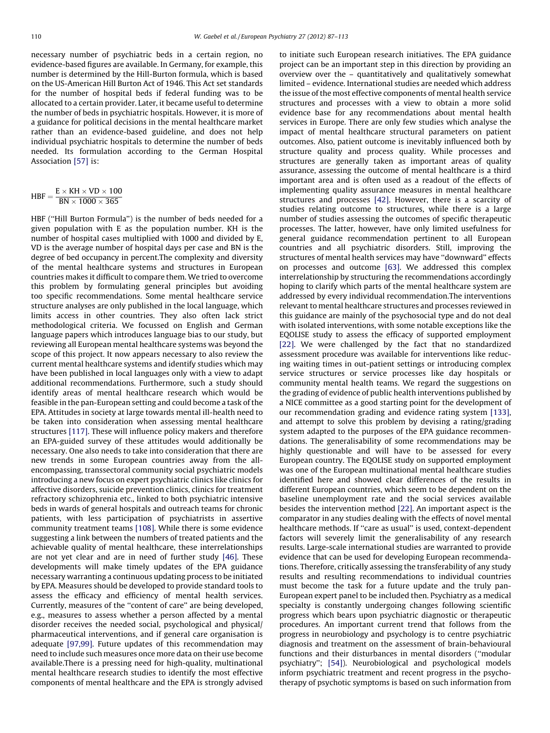necessary number of psychiatric beds in a certain region, no evidence-based figures are available. In Germany, for example, this number is determined by the Hill-Burton formula, which is based on the US-American Hill Burton Act of 1946. This Act set standards for the number of hospital beds if federal funding was to be allocated to a certain provider. Later, it became useful to determine the number of beds in psychiatric hospitals. However, it is more of a guidance for political decisions in the mental healthcare market rather than an evidence-based guideline, and does not help individual psychiatric hospitals to determine the number of beds needed. Its formulation according to the German Hospital Association [57] is:

$$\mathrm{HBF} = \frac{\mathrm{E} \times \mathrm{KH} \times \mathrm{VD} \times 100}{\mathrm{BN} \times 1000 \times 365}$$

HBF ("Hill Burton Formula") is the number of beds needed for a given population with E as the population number. KH is the number of hospital cases multiplied with 1000 and divided by E, VD is the average number of hospital days per case and BN is the degree of bed occupancy in percent.The complexity and diversity of the mental healthcare systems and structures in European countries makes it difficult to compare them. We tried to overcome this problem by formulating general principles but avoiding too specific recommendations. Some mental healthcare service structure analyses are only published in the local language, which limits access in other countries. They also often lack strict methodological criteria. We focussed on English and German language papers which introduces language bias to our study, but reviewing all European mental healthcare systems was beyond the scope of this project. It now appears necessary to also review the current mental healthcare systems and identify studies which may have been published in local languages only with a view to adapt additional recommendations. Furthermore, such a study should identify areas of mental healthcare research which would be feasible in the pan-European setting and could become a task of the EPA. Attitudes in society at large towards mental ill-health need to be taken into consideration when assessing mental healthcare structures [117]. These will influence policy makers and therefore an EPA-guided survey of these attitudes would additionally be necessary. One also needs to take into consideration that there are new trends in some European countries away from the all-encompassing, transsectoral community social psychiatric models introducing a new focus on expert psychiatric clinics like clinics for affective disorders, suicide prevention clinics, clinics for treatment refractory schizophrenia etc., linked to both psychiatric intensive beds in wards of general hospitals and outreach teams for chronic patients, with less participation of psychiatrists in assertive community treatment teams [108]. While there is some evidence suggesting a link between the numbers of treated patients and the achievable quality of mental healthcare, these interrelationships are not yet clear and are in need of further study [46]. These developments will make timely updates of the EPA guidance necessary warranting a continuous updating process to be initiated by EPA. Measures should be developed to provide standard tools to assess the efficacy and efficiency of mental health services. Currently, measures of the "content of care" are being developed, e.g., measures to assess whether a person affected by a mental disorder receives the needed social, psychological and physical/pharmaceutical interventions, and if general care organisation is adequate [97,99]. Future updates of this recommendation may need to include such measures once more data on their use become available.There is a pressing need for high-quality, multinational mental healthcare research studies to identify the most effective components of mental healthcare and the EPA is strongly advised to initiate such European research initiatives. The EPA guidance project can be an important step in this direction by providing an overview over the – quantitatively and qualitatively somewhat limited – evidence. International studies are needed which address the issue of the most effective components of mental health service structures and processes with a view to obtain a more solid evidence base for any recommendations about mental health services in Europe. There are only few studies which analyse the impact of mental healthcare structural parameters on patient outcomes. Also, patient outcome is inevitably influenced both by structure quality and process quality. While processes and structures are generally taken as important areas of quality assurance, assessing the outcome of mental healthcare is a third important area and is often used as a readout of the effects of implementing quality assurance measures in mental healthcare structures and processes [42]. However, there is a scarcity of studies relating outcome to structures, while there is a large number of studies assessing the outcomes of specific therapeutic processes. The latter, however, have only limited usefulness for general guidance recommendation pertinent to all European countries and all psychiatric disorders. Still, improving the structures of mental health services may have "downward" effects on processes and outcome [63]. We addressed this complex interrelationship by structuring the recommendations accordingly hoping to clarify which parts of the mental healthcare system are addressed by every individual recommendation.The interventions relevant to mental healthcare structures and processes reviewed in this guidance are mainly of the psychosocial type and do not deal with isolated interventions, with some notable exceptions like the EQOLISE study to assess the efficacy of supported employment [22]. We were challenged by the fact that no standardized assessment procedure was available for interventions like reducing waiting times in out-patient settings or introducing complex service structures or service processes like day hospitals or community mental health teams. We regard the suggestions on the grading of evidence of public health interventions published by a NICE committee as a good starting point for the development of our recommendation grading and evidence rating system [133], and attempt to solve this problem by devising a rating/grading system adapted to the purposes of the EPA guidance recommendations. The generalisability of some recommendations may be highly questionable and will have to be assessed for every European country. The EQOLISE study on supported employment was one of the European multinational mental healthcare studies identified here and showed clear differences of the results in different European countries, which seem to be dependent on the baseline unemployment rate and the social services available besides the intervention method [22]. An important aspect is the comparator in any studies dealing with the effects of novel mental healthcare methods. If "care as usual" is used, context-dependent factors will severely limit the generalisability of any research results. Large-scale international studies are warranted to provide evidence that can be used for developing European recommendations. Therefore, critically assessing the transferability of any study results and resulting recommendations to individual countries must become the task for a future update and the truly pan-European expert panel to be included then. Psychiatry as a medical specialty is constantly undergoing changes following scientific progress which bears upon psychiatric diagnostic or therapeutic procedures. An important current trend that follows from the progress in neurobiology and psychology is to centre psychiatric diagnosis and treatment on the assessment of brain-behavioural functions and their disturbances in mental disorders ("modular psychiatry"; [54]). Neurobiological and psychological models inform psychiatric treatment and recent progress in the psychotherapy of psychotic symptoms is based on such information from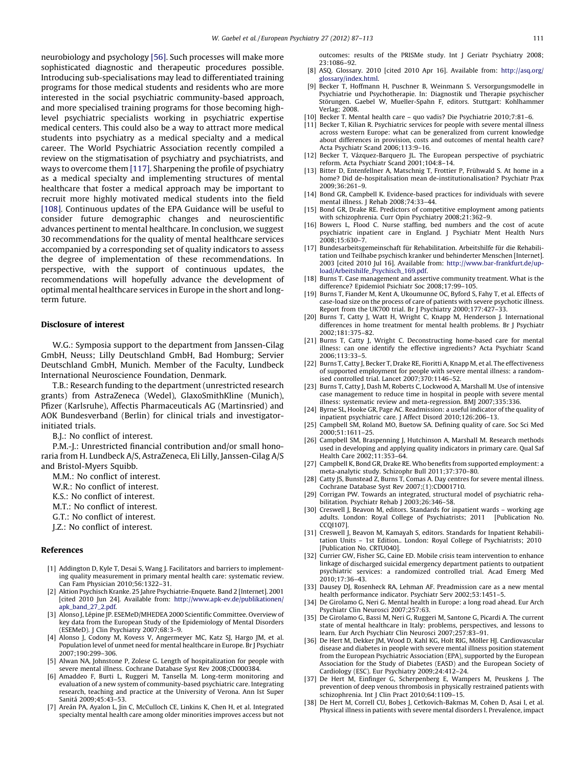neurobiology and psychology [56]. Such processes will make more sophisticated diagnostic and therapeutic procedures possible. Introducing sub-specialisations may lead to differentiated training programs for those medical students and residents who are more interested in the social psychiatric community-based approach, and more specialised training programs for those becoming high-level psychiatric specialists working in psychiatric expertise medical centers. This could also be a way to attract more medical students into psychiatry as a medical specialty and a medical career. The World Psychiatric Association recently compiled a review on the stigmatisation of psychiatry and psychiatrists, and ways to overcome them [117]. Sharpening the profile of psychiatry as a medical specialty and implementing structures of mental healthcare that foster a medical approach may be important to recruit more highly motivated medical students into the field [108]. Continuous updates of the EPA Guidance will be useful to consider future demographic changes and neuroscientific advances pertinent to mental healthcare. In conclusion, we suggest 30 recommendations for the quality of mental healthcare services accompanied by a corresponding set of quality indicators to assess the degree of implementation of these recommendations. In perspective, with the support of continuous updates, the recommendations will hopefully advance the development of optimal mental healthcare services in Europe in the short and long-term future.

## Disclosure of interest

W.G.: Symposia support to the department from Janssen-Cilag GmbH, Neuss; Lilly Deutschland GmbH, Bad Homburg; Servier Deutschland GmbH, Munich. Member of the Faculty, Lundbeck International Neuroscience Foundation, Denmark.

T.B.: Research funding to the department (unrestricted research grants) from AstraZeneca (Wedel), GlaxoSmithKline (Munich), Pfizer (Karlsruhe), Affectis Pharmaceuticals AG (Martinsried) and AOK Bundesverband (Berlin) for clinical trials and investigator-initiated trials.

B.J.: No conflict of interest.

P.M.-J.: Unrestricted financial contribution and/or small honoraria from H. Lundbeck A/S, AstraZeneca, Eli Lilly, Janssen-Cilag A/S and Bristol-Myers Squibb.

M.M.: No conflict of interest.

W.R.: No conflict of interest.

K.S.: No conflict of interest.

M.T.: No conflict of interest.

G.T.: No conflict of interest.

J.Z.: No conflict of interest.

## References

[1] Addington D, Kyle T, Desai S, Wang J. Facilitators and barriers to implementing quality measurement in primary mental health care: systematic review. Can Fam Physician 2010;56:1322–31.

[2] Aktion Psychisch Kranke. 25 Jahre Psychiatrie-Enquete. Band 2 [Internet]. 2001 [cited 2010 Jun 24]. Available from: http://www.apk-ev.de/publikationen/apk_band_27_2.pdf.

[3] Alonso J, Lépine JP. ESEMeD/MHEDEA 2000 Scientific Committee. Overview of key data from the European Study of the Epidemiology of Mental Disorders (ESEMeD). J Clin Psychiatry 2007;68:3–9.

[4] Alonso J, Codony M, Kovess V, Angermeyer MC, Katz SJ, Hargo JM, et al. Population level of unmet need for mental healthcare in Europe. Br J Psychiatr 2007;190:299–306.

[5] Alwan NA, Johnstone P, Zolese G. Length of hospitalization for people with severe mental illness. Cochrane Database Syst Rev 2008;CD000384.

[6] Amaddeo F, Burti L, Ruggeri M, Tansella M. Long-term monitoring and evaluation of a new system of community-based psychiatric care. Integrating research, teaching and practice at the University of Verona. Ann Ist Super Sanitá 2009;45:43–53.

[7] Areán PA, Ayalon L, Jin C, McCulloch CE, Linkins K, Chen H, et al. Integrated specialty mental health care among older minorities improves access but not outcomes: results of the PRISMe study. Int J Geriatr Psychiatry 2008; 23:1086–92.

[8] ASQ. Glossary. 2010 [cited 2010 Apr 16]. Available from: http://asq.org/glossary/index.html.

[9] Becker T, Hoffmann H, Puschner B, Weinmann S. Versorgungsmodelle in Psychiatrie und Psychotherapie. In: Diagnostik und Therapie psychischer Störungen. Gaebel W, Mueller-Spahn F, editors. Stuttgart: Kohlhammer Verlag; 2008.

[10] Becker T. Mental health care – quo vadis? Die Psychiatrie 2010;7:81–6.

[11] Becker T, Kilian R. Psychiatric services for people with severe mental illness across western Europe: what can be generalized from current knowledge about differences in provision, costs and outcomes of mental health care? Acta Psychiatr Scand 2006;113:9–16.

[12] Becker T, Vázquez-Barquero JL. The European perspective of psychiatric reform. Acta Psychiatr Scand 2001;104:8–14.

[13] Bitter D, Entenfellner A, Matschnig T, Frottier P, Frühwald S. At home in a home? Did de-hospitalisation mean de-institutionalisation? Psychiatr Prax 2009;36:261–9.

[14] Bond GR, Campbell K. Evidence-based practices for individuals with severe mental illness. J Rehab 2008;74:33–44.

[15] Bond GR, Drake RE. Predictors of competitive employment among patients with schizophrenia. Curr Opin Psychiatry 2008;21:362–9.

[16] Bowers L, Flood C. Nurse staffing, bed numbers and the cost of acute psychiatric inpatient care in England. J Psychiatr Ment Health Nurs 2008;15:630–7.

[17] Bundesarbeitsgemeinschaft für Rehabilitation. Arbeitshilfe für die Rehabilitation und Teilhabe psychisch kranker und behinderter Menschen [Internet]. 2003 [cited 2010 Jul 16]. Available from: http://www.bar-frankfurt.de/upload/Arbeitshilfe_Psychisch_169.pdf.

[18] Burns T. Case management and assertive community treatment. What is the difference? Epidemiol Psichiatr Soc 2008;17:99–105.

[19] Burns T, Fiander M, Kent A, Ukoumunne OC, Byford S, Fahy T, et al. Effects of case-load size on the process of care of patients with severe psychotic illness. Report from the UK700 trial. Br J Psychiatry 2000;177:427–33.

[20] Burns T, Catty J, Watt H, Wright C, Knapp M, Henderson J. International differences in home treatment for mental health problems. Br J Psychiatr 2002;181:375–82.

[21] Burns T, Catty J, Wright C. Deconstructing home-based care for mental illness: can one identify the effective ingredients? Acta Psychiatr Scand 2006;113:33–5.

[22] Burns T, Catty J, Becker T, Drake RE, Fioritti A, Knapp M, et al. The effectiveness of supported employment for people with severe mental illness: a randomised controlled trial. Lancet 2007;370:1146–52.

[23] Burns T, Catty J, Dash M, Roberts C, Lockwood A, Marshall M. Use of intensive case management to reduce time in hospital in people with severe mental illness: systematic review and meta-regression. BMJ 2007;335:336.

[24] Byrne SL, Hooke GR, Page AC. Readmission: a useful indicator of the quality of inpatient psychiatric care. J Affect Disord 2010;126:206–13.

[25] Campbell SM, Roland MO, Buetow SA. Defining quality of care. Soc Sci Med 2000;51:1611–25.

[26] Campbell SM, Braspenning J, Hutchinson A, Marshall M. Research methods used in developing and applying quality indicators in primary care. Qual Saf Health Care 2002;11:353–64.

[27] Campbell K, Bond GR, Drake RE. Who benefits from supported employment: a meta-analytic study. Schizophr Bull 2011;37:370–80.

[28] Catty JS, Bunstead Z, Burns T, Comas A. Day centres for severe mental illness. Cochrane Database Syst Rev 2007;(1):CD001710.

[29] Corrigan PW. Towards an integrated, structural model of psychiatric rehabilitation. Psychiatr Rehab J 2003;26:346–58.

[30] Creswell J, Beavon M, editors. Standards for inpatient wards – working age adults. London: Royal College of Psychiatrists; 2011 [Publication No. CCQI107].

[31] Creswell J, Beavon M, Kamayah S, editors. Standards for Inpatient Rehabilitation Units – 1st Edition.. London: Royal College of Psychiatrists; 2010 [Publication No. CRTU040].

[32] Currier GW, Fisher SG, Caine ED. Mobile crisis team intervention to enhance linkage of discharged suicidal emergency department patients to outpatient psychiatric services: a randomized controlled trial. Acad Emerg Med 2010;17:36–43.

[33] Dausey DJ, Rosenheck RA, Lehman AF. Preadmission care as a new mental health performance indicator. Psychiatr Serv 2002;53:1451–5.

[34] De Girolamo G, Neri G. Mental health in Europe: a long road ahead. Eur Arch Psychiatr Clin Neurosci 2007;257:63.

[35] De Girolamo G, Bassi M, Neri G, Ruggeri M, Santone G, Picardi A. The current state of mental healthcare in Italy: problems, perspectives, and lessons to learn. Eur Arch Psychiatr Clin Neurosci 2007;257:83–91.

[36] De Hert M, Dekker JM, Wood D, Kahl KG, Holt RIG, Möller HJ. Cardiovascular disease and diabetes in people with severe mental illness position statement from the European Psychiatric Association (EPA), supported by the European Association for the Study of Diabetes (EASD) and the European Society of Cardiology (ESC). Eur Psychiatry 2009;24:412–24.

[37] De Hert M, Einfinger G, Scherpenberg E, Wampers M, Peuskens J. The prevention of deep venous thrombosis in physically restrained patients with schizophrenia. Int J Clin Pract 2010;64:1109–15.

[38] De Hert M, Correll CU, Bobes J, Cetkovich-Bakmas M, Cohen D, Asai I, et al. Physical illness in patients with severe mental disorders I. Prevalence, impact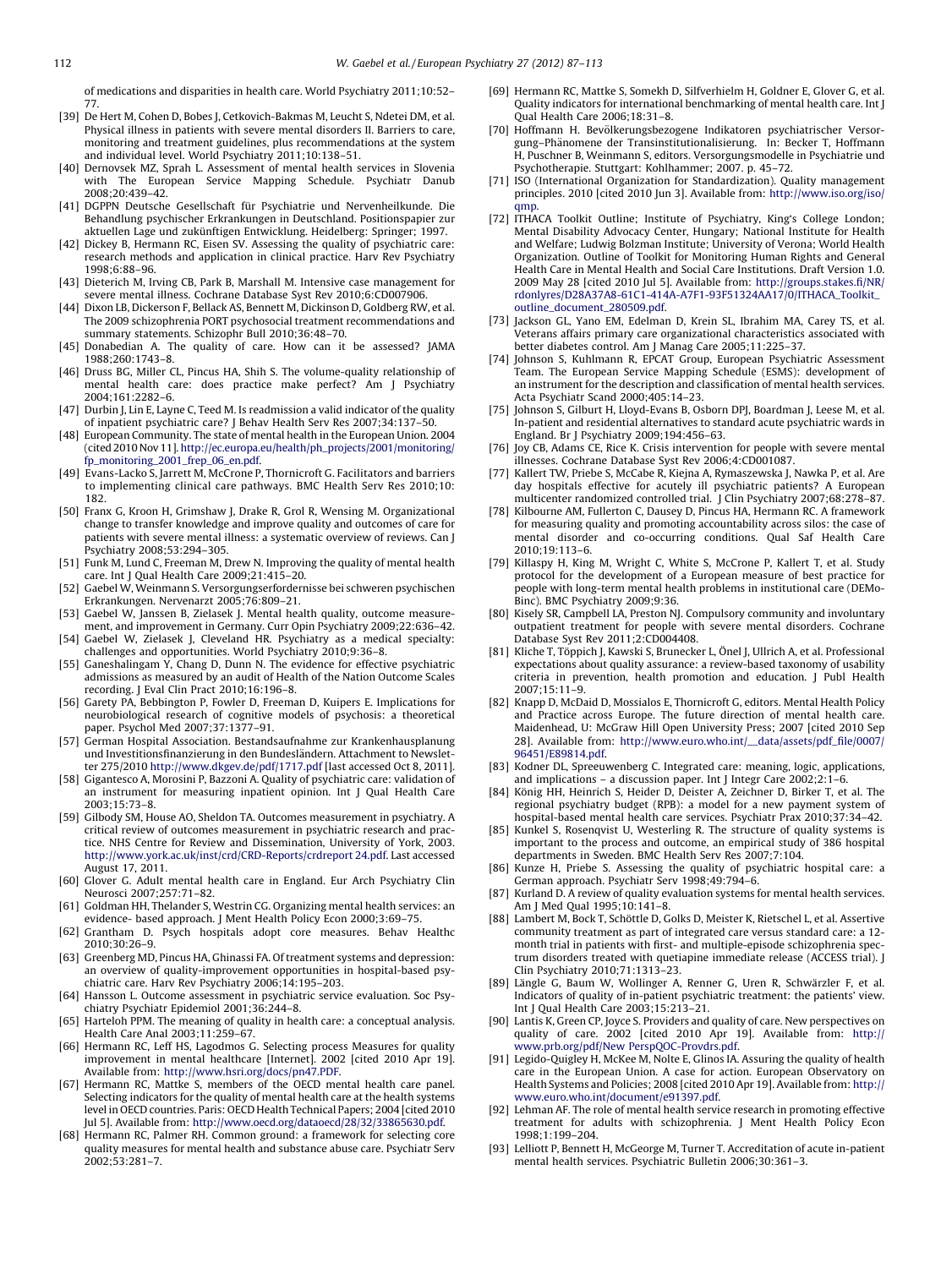of medications and disparities in health care. World Psychiatry 2011;10:52–77.

[39] De Hert M, Cohen D, Bobes J, Cetkovich-Bakmas M, Leucht S, Ndetei DM, et al. Physical illness in patients with severe mental disorders II. Barriers to care, monitoring and treatment guidelines, plus recommendations at the system and individual level. World Psychiatry 2011;10:138–51.

[40] Dernovsek MZ, Sprah L. Assessment of mental health services in Slovenia with The European Service Mapping Schedule. Psychiatr Danub 2008;20:439–42.

[41] DGPPN Deutsche Gesellschaft für Psychiatrie und Nervenheilkunde. Die Behandlung psychischer Erkrankungen in Deutschland. Positionspapier zur aktuellen Lage und zukünftigen Entwicklung. Heidelberg: Springer; 1997.

[42] Dickey B, Hermann RC, Eisen SV. Assessing the quality of psychiatric care: research methods and application in clinical practice. Harv Rev Psychiatry 1998;6:88–96.

[43] Dieterich M, Irving CB, Park B, Marshall M. Intensive case management for severe mental illness. Cochrane Database Syst Rev 2010;6:CD007906.

[44] Dixon LB, Dickerson F, Bellack AS, Bennett M, Dickinson D, Goldberg RW, et al. The 2009 schizophrenia PORT psychosocial treatment recommendations and summary statements. Schizophr Bull 2010;36:48–70.

[45] Donabedian A. The quality of care. How can it be assessed? JAMA 1988;260:1743–8.

[46] Druss BG, Miller CL, Pincus HA, Shih S. The volume-quality relationship of mental health care: does practice make perfect? Am J Psychiatry 2004;161:2282–6.

[47] Durbin J, Lin E, Layne C, Teed M. Is readmission a valid indicator of the quality of inpatient psychiatric care? J Behav Health Serv Res 2007;34:137–50.

[48] European Community. The state of mental health in the European Union. 2004 (cited 2010 Nov 11). http://ec.europa.eu/health/ph_projects/2001/monitoring/fp_monitoring_2001_frep_06_en.pdf.

[49] Evans-Lacko S, Jarrett M, McCrone P, Thornicroft G. Facilitators and barriers to implementing clinical care pathways. BMC Health Serv Res 2010;10:182.

[50] Franx G, Kroon H, Grimshaw J, Drake R, Grol R, Wensing M. Organizational change to transfer knowledge and improve quality and outcomes of care for patients with severe mental illness: a systematic overview of reviews. Can J Psychiatry 2008;53:294–305.

[51] Funk M, Lund C, Freeman M, Drew N. Improving the quality of mental health care. Int J Qual Health Care 2009;21:415–20.

[52] Gaebel W, Weinmann S. Versorgungserfordernisse bei schweren psychischen Erkrankungen. Nervenarzt 2005;76:809–21.

[53] Gaebel W, Janssen B, Zielasek J. Mental health quality, outcome measurement, and improvement in Germany. Curr Opin Psychiatry 2009;22:636–42.

[54] Gaebel W, Zielasek J, Cleveland HR. Psychiatry as a medical specialty: challenges and opportunities. World Psychiatry 2010;9:36–8.

[55] Ganeshalingam Y, Chang D, Dunn N. The evidence for effective psychiatric admissions as measured by an audit of Health of the Nation Outcome Scales recording. J Eval Clin Pract 2010;16:196–8.

[56] Garety PA, Bebbington P, Fowler D, Freeman D, Kuipers E. Implications for neurobiological research of cognitive models of psychosis: a theoretical paper. Psychol Med 2007;37:1377–91.

[57] German Hospital Association. Bestandsaufnahme zur Krankenhausplanung und Investitionsfinanzierung in den Bundesländern. Attachment to Newsletter 275/2010 http://www.dkgev.de/pdf/1717.pdf [last accessed Oct 8, 2011].

[58] Gigantesco A, Morosini P, Bazzoni A. Quality of psychiatric care: validation of an instrument for measuring inpatient opinion. Int J Qual Health Care 2003;15:73–8.

[59] Gilbody SM, House AO, Sheldon TA. Outcomes measurement in psychiatry. A critical review of outcomes measurement in psychiatric research and practice. NHS Centre for Review and Dissemination, University of York, 2003. http://www.york.ac.uk/inst/crd/CRD-Reports/crdreport 24.pdf. Last accessed August 17, 2011.

[60] Glover G. Adult mental health care in England. Eur Arch Psychiatry Clin Neurosci 2007;257:71–82.

[61] Goldman HH, Thelander S, Westrin CG. Organizing mental health services: an evidence- based approach. J Ment Health Policy Econ 2000;3:69–75.

[62] Grantham D. Psych hospitals adopt core measures. Behav Healthc 2010;30:26–9.

[63] Greenberg MD, Pincus HA, Ghinassi FA. Of treatment systems and depression: an overview of quality-improvement opportunities in hospital-based psychiatric care. Harv Rev Psychiatry 2006;14:195–203.

[64] Hansson L. Outcome assessment in psychiatric service evaluation. Soc Psychiatry Psychiatr Epidemiol 2001;36:244–8.

[65] Harteloh PPM. The meaning of quality in health care: a conceptual analysis. Health Care Anal 2003;11:259–67.

[66] Hermann RC, Leff HS, Lagodmos G. Selecting process Measures for quality improvement in mental healthcare [Internet]. 2002 [cited 2010 Apr 19]. Available from: http://www.hsri.org/docs/pn47.PDF.

[67] Hermann RC, Mattke S, members of the OECD mental health care panel. Selecting indicators for the quality of mental health care at the health systems level in OECD countries. Paris: OECD Health Technical Papers; 2004 [cited 2010 Jul 5]. Available from: http://www.oecd.org/dataoecd/28/32/33865630.pdf.

[68] Hermann RC, Palmer RH. Common ground: a framework for selecting core quality measures for mental health and substance abuse care. Psychiatr Serv 2002;53:281–7.

[69] Hermann RC, Mattke S, Somekh D, Silfverhielm H, Goldner E, Glover G, et al. Quality indicators for international benchmarking of mental health care. Int J Qual Health Care 2006;18:31–8.

[70] Hoffmann H. Bevölkerungsbezogene Indikatoren psychiatrischer Versorgung–Phänomene der Transinstitutionalisierung. In: Becker T, Hoffmann H, Puschner B, Weinmann S, editors. Versorgungsmodelle in Psychiatrie und Psychotherapie. Stuttgart: Kohlhammer; 2007. p. 45–72.

[71] ISO (International Organization for Standardization). Quality management principles. 2010 [cited 2010 Jun 3]. Available from: http://www.iso.org/iso/qmp.

[72] ITHACA Toolkit Outline; Institute of Psychiatry, King's College London; Mental Disability Advocacy Center, Hungary; National Institute for Health and Welfare; Ludwig Bolzman Institute; University of Verona; World Health Organization. Outline of Toolkit for Monitoring Human Rights and General Health Care in Mental Health and Social Care Institutions. Draft Version 1.0. 2009 May 28 [cited 2010 Jul 5]. Available from: http://groups.stakes.fi/NR/rdonlyres/D28A37A8-61C1-414A-A7F1-93F51324AA17/0/ITHACA_Toolkit_outline_document_280509.pdf.

[73] Jackson GL, Yano EM, Edelman D, Krein SL, Ibrahim MA, Carey TS, et al. Veterans affairs primary care organizational characteristics associated with better diabetes control. Am J Manag Care 2005;11:225–37.

[74] Johnson S, Kuhlmann R, EPCAT Group, European Psychiatric Assessment Team. The European Service Mapping Schedule (ESMS): development of an instrument for the description and classification of mental health services. Acta Psychiatr Scand 2000;405:14–23.

[75] Johnson S, Gilburt H, Lloyd-Evans B, Osborn DPJ, Boardman J, Leese M, et al. In-patient and residential alternatives to standard acute psychiatric wards in England. Br J Psychiatry 2009;194:456–63.

[76] Joy CB, Adams CE, Rice K. Crisis intervention for people with severe mental illnesses. Cochrane Database Syst Rev 2006;4:CD001087.

[77] Kallert TW, Priebe S, McCabe R, Kiejna A, Rymaszewska J, Nawka P, et al. Are day hospitals effective for acutely ill psychiatric patients? A European multicenter randomized controlled trial. J Clin Psychiatry 2007;68:278–87.

[78] Kilbourne AM, Fullerton C, Dausey D, Pincus HA, Hermann RC. A framework for measuring quality and promoting accountability across silos: the case of mental disorder and co-occurring conditions. Qual Saf Health Care 2010;19:113–6.

[79] Killaspy H, King M, Wright C, White S, McCrone P, Kallert T, et al. Study protocol for the development of a European measure of best practice for people with long-term mental health problems in institutional care (DEMoBinc). BMC Psychiatry 2009;9:36.

[80] Kisely SR, Campbell LA, Preston NJ. Compulsory community and involuntary outpatient treatment for people with severe mental disorders. Cochrane Database Syst Rev 2011;2:CD004408.

[81] Kliche T, Töppich J, Kawski S, Brunecker L, Önel J, Ullrich A, et al. Professional expectations about quality assurance: a review-based taxonomy of usability criteria in prevention, health promotion and education. J Publ Health 2007;15:11–9.

[82] Knapp D, McDaid D, Mossialos E, Thornicroft G, editors. Mental Health Policy and Practice across Europe. The future direction of mental health care. Maidenhead, U: McGraw Hill Open University Press; 2007 [cited 2010 Sep 28]. Available from: http://www.euro.who.int/__data/assets/pdf_file/0007/96451/E89814.pdf.

[83] Kodner DL, Spreeuwenberg C. Integrated care: meaning, logic, applications, and implications – a discussion paper. Int J Integr Care 2002;2:1–6.

[84] König HH, Heinrich S, Heider D, Deister A, Zeichner D, Birker T, et al. The regional psychiatry budget (RPB): a model for a new payment system of hospital-based mental health care services. Psychiatr Prax 2010;37:34–42.

[85] Kunkel S, Rosenqvist U, Westerling R. The structure of quality systems is important to the process and outcome, an empirical study of 386 hospital departments in Sweden. BMC Health Serv Res 2007;7:104.

[86] Kunze H, Priebe S. Assessing the quality of psychiatric hospital care: a German approach. Psychiatr Serv 1998;49:794–6.

[87] Kurland D. A review of quality evaluation systems for mental health services. Am J Med Qual 1995;10:141–8.

[88] Lambert M, Bock T, Schöttle D, Golks D, Meister K, Rietschel L, et al. Assertive community treatment as part of integrated care versus standard care: a 12-month trial in patients with first- and multiple-episode schizophrenia spectrum disorders treated with quetiapine immediate release (ACCESS trial). J Clin Psychiatry 2010;71:1313–23.

[89] Längle G, Baum W, Wollinger A, Renner G, Uren R, Schwärzler F, et al. Indicators of quality of in-patient psychiatric treatment: the patients' view. Int J Qual Health Care 2003;15:213–21.

[90] Lantis K, Green CP, Joyce S. Providers and quality of care. New perspectives on quality of care. 2002 [cited 2010 Apr 19]. Available from: http://www.prb.org/pdf/New PerspQOC-Provdrs.pdf.

[91] Legido-Quigley H, McKee M, Nolte E, Glinos IA. Assuring the quality of health care in the European Union. A case for action. European Observatory on Health Systems and Policies; 2008 [cited 2010 Apr 19]. Available from: http://www.euro.who.int/document/e91397.pdf.

[92] Lehman AF. The role of mental health service research in promoting effective treatment for adults with schizophrenia. J Ment Health Policy Econ 1998;1:199–204.

[93] Lelliott P, Bennett H, McGeorge M, Turner T. Accreditation of acute in-patient mental health services. Psychiatric Bulletin 2006;30:361–3.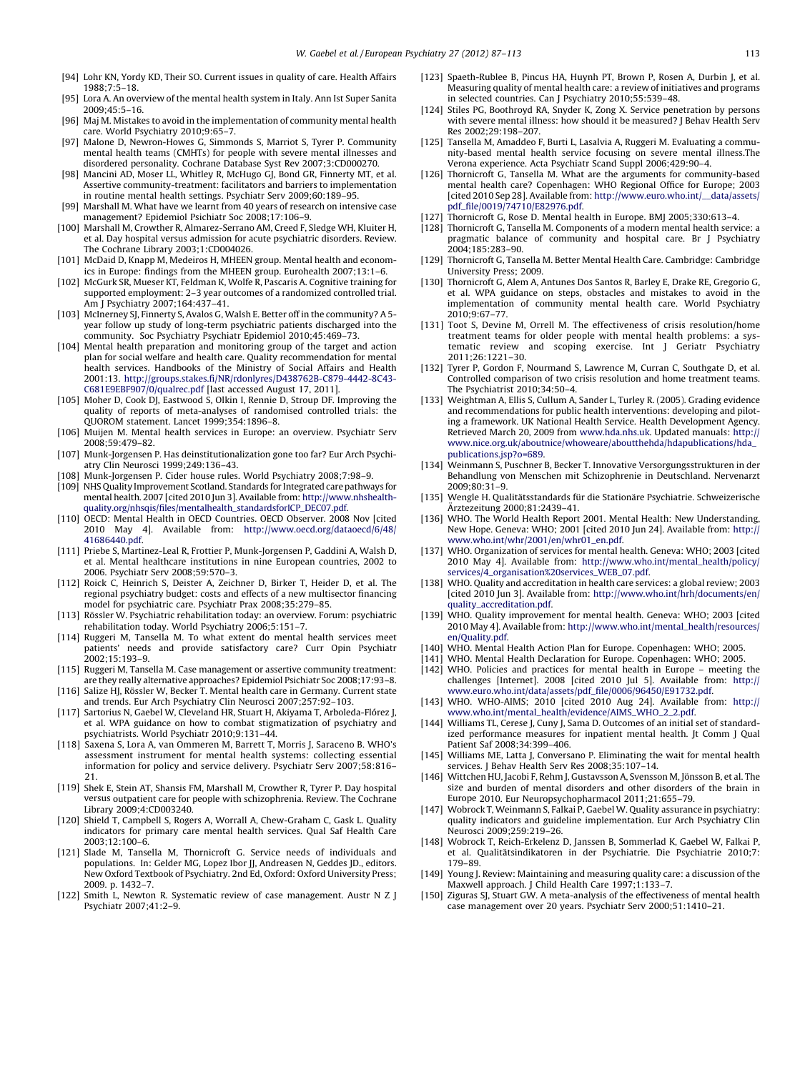[94] Lohr KN, Yordy KD, Their SO. Current issues in quality of care. Health Affairs 1988;7:5–18.

[95] Lora A. An overview of the mental health system in Italy. Ann Ist Super Sanita 2009;45:5–16.

[96] Maj M. Mistakes to avoid in the implementation of community mental health care. World Psychiatry 2010;9:65–7.

[97] Malone D, Newron-Howes G, Simmonds S, Marriot S, Tyrer P. Community mental health teams (CMHTs) for people with severe mental illnesses and disordered personality. Cochrane Database Syst Rev 2007;3:CD000270.

[98] Mancini AD, Moser LL, Whitley R, McHugo GJ, Bond GR, Finnerty MT, et al. Assertive community-treatment: facilitators and barriers to implementation in routine mental health settings. Psychiatr Serv 2009;60:189–95.

[99] Marshall M. What have we learnt from 40 years of research on intensive case management? Epidemiol Psichiatr Soc 2008;17:106–9.

[100] Marshall M, Crowther R, Almarez-Serrano AM, Creed F, Sledge WH, Kluiter H, et al. Day hospital versus admission for acute psychiatric disorders. Review. The Cochrane Library 2003;1:CD004026.

[101] McDaid D, Knapp M, Medeiros H, MHEEN group. Mental health and economics in Europe: findings from the MHEEN group. Eurohealth 2007;13:1–6.

[102] McGurk SR, Mueser KT, Feldman K, Wolfe R, Pascaris A. Cognitive training for supported employment: 2–3 year outcomes of a randomized controlled trial. Am J Psychiatry 2007;164:437–41.

[103] McInerney SJ, Finnerty S, Avalos G, Walsh E. Better off in the community? A 5-year follow up study of long-term psychiatric patients discharged into the community. Soc Psychiatry Psychiatr Epidemiol 2010;45:469–73.

[104] Mental health preparation and monitoring group of the target and action plan for social welfare and health care. Quality recommendation for mental health services. Handbooks of the Ministry of Social Affairs and Health 2001:13. http://groups.stakes.fi/NR/rdonlyres/D438762B-C879-4442-8C43-C681E9EBF907/0/qualrec.pdf [last accessed August 17, 2011].

[105] Moher D, Cook DJ, Eastwood S, Olkin I, Rennie D, Stroup DF. Improving the quality of reports of meta-analyses of randomised controlled trials: the QUOROM statement. Lancet 1999;354:1896–8.

[106] Muijen M. Mental health services in Europe: an overview. Psychiatr Serv 2008;59:479–82.

[107] Munk-Jorgensen P. Has deinstitutionalization gone too far? Eur Arch Psychiatry Clin Neurosci 1999;249:136–43.

[108] Munk-Jorgensen P. Cider house rules. World Psychiatry 2008;7:98–9.

[109] NHS Quality Improvement Scotland. Standards for Integrated care pathways for mental health. 2007 [cited 2010 Jun 3]. Available from: http://www.nhshealthquality.org/nhsqis/files/mentalhealth_standardsforICP_DEC07.pdf.

[110] OECD: Mental Health in OECD Countries. OECD Observer. 2008 Nov [cited 2010 May 4]. Available from: http://www.oecd.org/dataoecd/6/48/41686440.pdf.

[111] Priebe S, Martinez-Leal R, Frottier P, Munk-Jorgensen P, Gaddini A, Walsh D, et al. Mental healthcare institutions in nine European countries, 2002 to 2006. Psychiatr Serv 2008;59:570–3.

[112] Roick C, Heinrich S, Deister A, Zeichner D, Birker T, Heider D, et al. The regional psychiatry budget: costs and effects of a new multisector financing model for psychiatric care. Psychiatr Prax 2008;35:279–85.

[113] Rössler W. Psychiatric rehabilitation today: an overview. Forum: psychiatric rehabilitation today. World Psychiatry 2006;5:151–7.

[114] Ruggeri M, Tansella M. To what extent do mental health services meet patients' needs and provide satisfactory care? Curr Opin Psychiatr 2002;15:193–9.

[115] Ruggeri M, Tansella M. Case management or assertive community treatment: are they really alternative approaches? Epidemiol Psichiatr Soc 2008;17:93–8.

[116] Salize HJ, Rössler W, Becker T. Mental health care in Germany. Current state and trends. Eur Arch Psychiatry Clin Neurosci 2007;257:92–103.

[117] Sartorius N, Gaebel W, Cleveland HR, Stuart H, Akiyama T, Arboleda-Flórez J, et al. WPA guidance on how to combat stigmatization of psychiatry and psychiatrists. World Psychiatr 2010;9:131–44.

[118] Saxena S, Lora A, van Ommeren M, Barrett T, Morris J, Saraceno B. WHO's assessment instrument for mental health systems: collecting essential information for policy and service delivery. Psychiatr Serv 2007;58:816–21.

[119] Shek E, Stein AT, Shansis FM, Marshall M, Crowther R, Tyrer P. Day hospital versus outpatient care for people with schizophrenia. Review. The Cochrane Library 2009;4:CD003240.

[120] Shield T, Campbell S, Rogers A, Worrall A, Chew-Graham C, Gask L. Quality indicators for primary care mental health services. Qual Saf Health Care 2003;12:100–6.

[121] Slade M, Tansella M, Thornicroft G. Service needs of individuals and populations. In: Gelder MG, Lopez Ibor JJ, Andreasen N, Geddes JD., editors. New Oxford Textbook of Psychiatry. 2nd Ed, Oxford: Oxford University Press; 2009. p. 1432–7.

[122] Smith L, Newton R. Systematic review of case management. Austr N Z J Psychiatr 2007;41:2–9.

[123] Spaeth-Rublee B, Pincus HA, Huynh PT, Brown P, Rosen A, Durbin J, et al. Measuring quality of mental health care: a review of initiatives and programs in selected countries. Can J Psychiatry 2010;55:539–48.

[124] Stiles PG, Boothroyd RA, Snyder K, Zong X. Service penetration by persons with severe mental illness: how should it be measured? J Behav Health Serv Res 2002;29:198–207.

[125] Tansella M, Amaddeo F, Burti L, Lasalvia A, Ruggeri M. Evaluating a community-based mental health service focusing on severe mental illness.The Verona experience. Acta Psychiatr Scand Suppl 2006;429:90–4.

[126] Thornicroft G, Tansella M. What are the arguments for community-based mental health care? Copenhagen: WHO Regional Office for Europe; 2003 [cited 2010 Sep 28]. Available from: http://www.euro.who.int/__data/assets/pdf_file/0019/74710/E82976.pdf.

[127] Thornicroft G, Rose D. Mental health in Europe. BMJ 2005;330:613–4.

[128] Thornicroft G, Tansella M. Components of a modern mental health service: a pragmatic balance of community and hospital care. Br J Psychiatry 2004;185:283–90.

[129] Thornicroft G, Tansella M. Better Mental Health Care. Cambridge: Cambridge University Press; 2009.

[130] Thornicroft G, Alem A, Antunes Dos Santos R, Barley E, Drake RE, Gregorio G, et al. WPA guidance on steps, obstacles and mistakes to avoid in the implementation of community mental health care. World Psychiatry 2010;9:67–77.

[131] Toot S, Devine M, Orrell M. The effectiveness of crisis resolution/home treatment teams for older people with mental health problems: a systematic review and scoping exercise. Int J Geriatr Psychiatry 2011;26:1221–30.

[132] Tyrer P, Gordon F, Nourmand S, Lawrence M, Curran C, Southgate D, et al. Controlled comparison of two crisis resolution and home treatment teams. The Psychiatrist 2010;34:50–4.

[133] Weightman A, Ellis S, Cullum A, Sander L, Turley R. (2005). Grading evidence and recommendations for public health interventions: developing and piloting a framework. UK National Health Service. Health Development Agency. Retrieved March 20, 2009 from www.hda.nhs.uk. Updated manuals: http://www.nice.org.uk/aboutnice/whoweare/aboutthehda/hdapublications/hda_publications.jsp?o=689.

[134] Weinmann S, Puschner B, Becker T. Innovative Versorgungsstrukturen in der Behandlung von Menschen mit Schizophrenie in Deutschland. Nervenarzt 2009;80:31–9.

[135] Wengle H. Qualitätsstandards für die Stationäre Psychiatrie. Schweizerische Ärztezeitung 2000;81:2439–41.

[136] WHO. The World Health Report 2001. Mental Health: New Understanding, New Hope. Geneva: WHO; 2001 [cited 2010 Jun 24]. Available from: http://www.who.int/whr/2001/en/whr01_en.pdf.

[137] WHO. Organization of services for mental health. Geneva: WHO; 2003 [cited 2010 May 4]. Available from: http://www.who.int/mental_health/policy/services/4_organisation%20services_WEB_07.pdf.

[138] WHO. Quality and accreditation in health care services: a global review; 2003 [cited 2010 Jun 3]. Available from: http://www.who.int/hrh/documents/en/quality_accreditation.pdf.

[139] WHO. Quality improvement for mental health. Geneva: WHO; 2003 [cited 2010 May 4]. Available from: http://www.who.int/mental_health/resources/en/Quality.pdf.

[140] WHO. Mental Health Action Plan for Europe. Copenhagen: WHO; 2005.

[141] WHO. Mental Health Declaration for Europe. Copenhagen: WHO; 2005.

[142] WHO. Policies and practices for mental health in Europe – meeting the challenges [Internet]. 2008 [cited 2010 Jul 5]. Available from: http://www.euro.who.int/data/assets/pdf_file/0006/96450/E91732.pdf.

[143] WHO. WHO-AIMS; 2010 [cited 2010 Aug 24]. Available from: http://www.who.int/mental_health/evidence/AIMS_WHO_2_2.pdf.

[144] Williams TL, Cerese J, Cuny J, Sama D. Outcomes of an initial set of standardized performance measures for inpatient mental health. Jt Comm J Qual Patient Saf 2008;34:399–406.

[145] Williams ME, Latta J, Conversano P. Eliminating the wait for mental health services. J Behav Health Serv Res 2008;35:107–14.

[146] Wittchen HU, Jacobi F, Rehm J, Gustavsson A, Svensson M, Jönsson B, et al. The size and burden of mental disorders and other disorders of the brain in Europe 2010. Eur Neuropsychopharmacol 2011;21:655–79.

[147] Wobrock T, Weinmann S, Falkai P, Gaebel W. Quality assurance in psychiatry: quality indicators and guideline implementation. Eur Arch Psychiatry Clin Neurosci 2009;259:219–26.

[148] Wobrock T, Reich-Erkelenz D, Janssen B, Sommerlad K, Gaebel W, Falkai P, et al. Qualitätsindikatoren in der Psychiatrie. Die Psychiatrie 2010;7:179–89.

[149] Young J. Review: Maintaining and measuring quality care: a discussion of the Maxwell approach. J Child Health Care 1997;1:133–7.

[150] Ziguras SJ, Stuart GW. A meta-analysis of the effectiveness of mental health case management over 20 years. Psychiatr Serv 2000;51:1410–21.